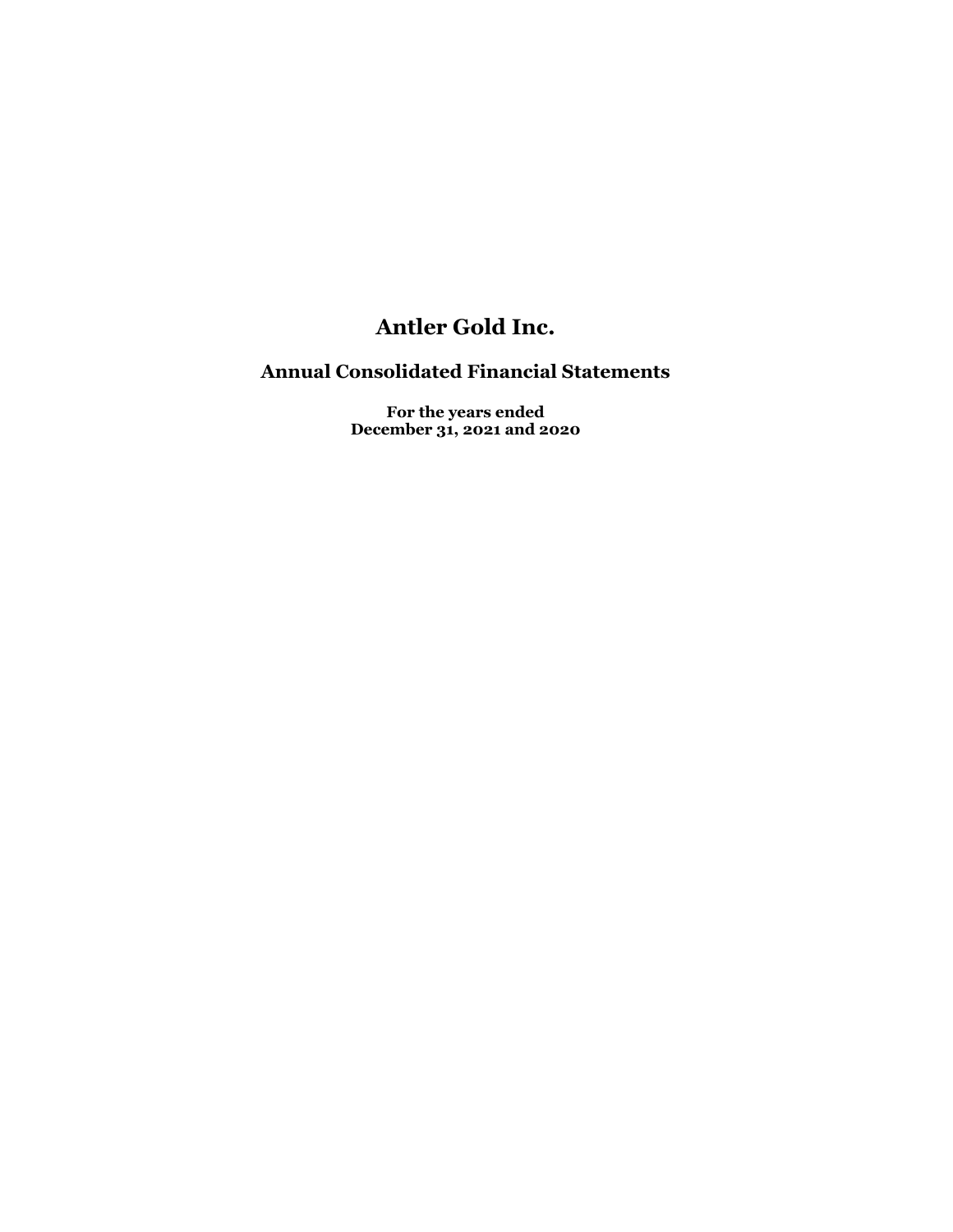# Antler Gold Inc.

## Annual Consolidated Financial Statements

**For the years ended**
**December 31, 2021 and 2020**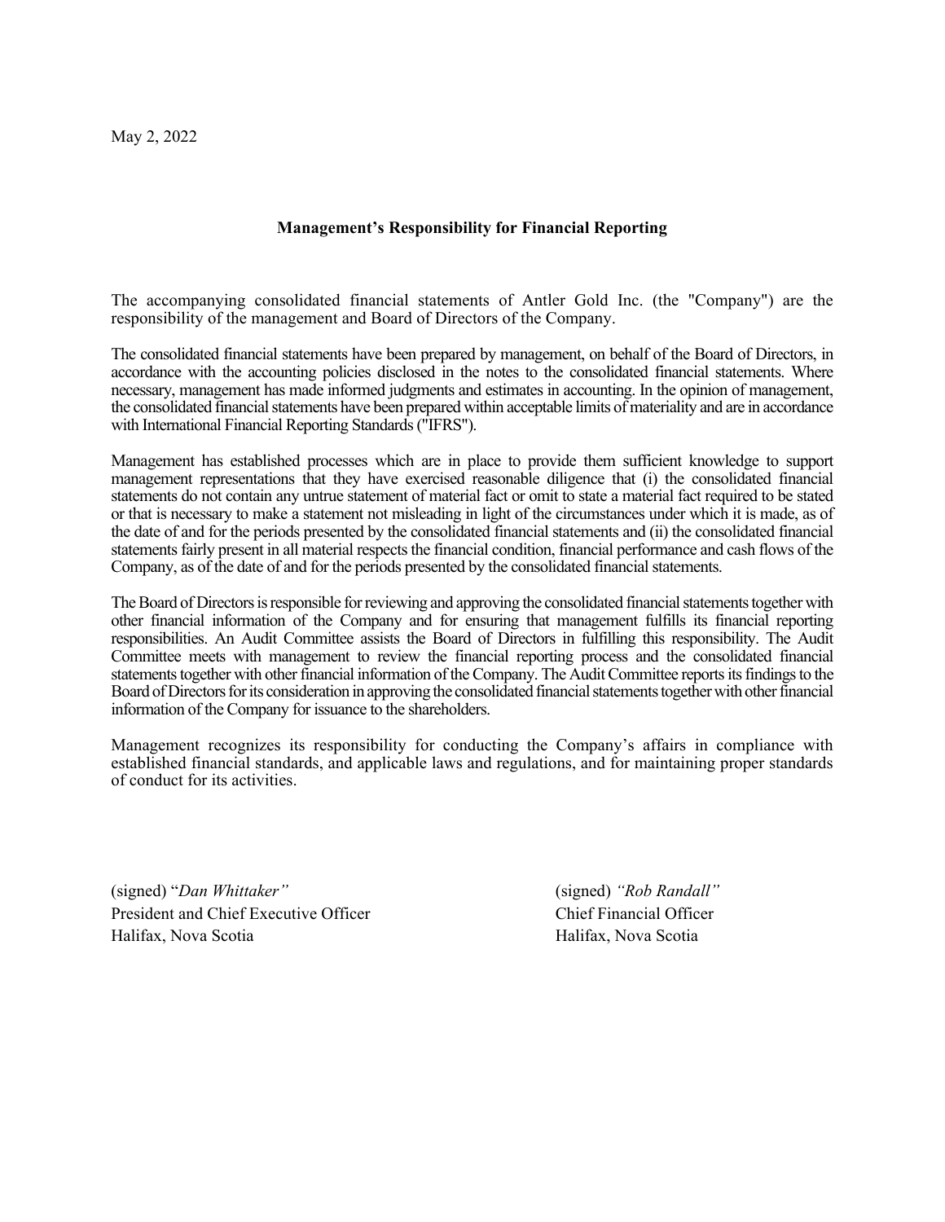May 2, 2022

## Management's Responsibility for Financial Reporting

The accompanying consolidated financial statements of Antler Gold Inc. (the "Company") are the responsibility of the management and Board of Directors of the Company.

The consolidated financial statements have been prepared by management, on behalf of the Board of Directors, in accordance with the accounting policies disclosed in the notes to the consolidated financial statements. Where necessary, management has made informed judgments and estimates in accounting. In the opinion of management, the consolidated financial statements have been prepared within acceptable limits of materiality and are in accordance with International Financial Reporting Standards ("IFRS").

Management has established processes which are in place to provide them sufficient knowledge to support management representations that they have exercised reasonable diligence that (i) the consolidated financial statements do not contain any untrue statement of material fact or omit to state a material fact required to be stated or that is necessary to make a statement not misleading in light of the circumstances under which it is made, as of the date of and for the periods presented by the consolidated financial statements and (ii) the consolidated financial statements fairly present in all material respects the financial condition, financial performance and cash flows of the Company, as of the date of and for the periods presented by the consolidated financial statements.

The Board of Directors is responsible for reviewing and approving the consolidated financial statements together with other financial information of the Company and for ensuring that management fulfills its financial reporting responsibilities. An Audit Committee assists the Board of Directors in fulfilling this responsibility. The Audit Committee meets with management to review the financial reporting process and the consolidated financial statements together with other financial information of the Company. The Audit Committee reports its findings to the Board of Directors for its consideration in approving the consolidated financial statements together with other financial information of the Company for issuance to the shareholders.

Management recognizes its responsibility for conducting the Company's affairs in compliance with established financial standards, and applicable laws and regulations, and for maintaining proper standards of conduct for its activities.

(signed) "*Dan Whittaker*"
President and Chief Executive Officer
Halifax, Nova Scotia

(signed) *"Rob Randall"*
Chief Financial Officer
Halifax, Nova Scotia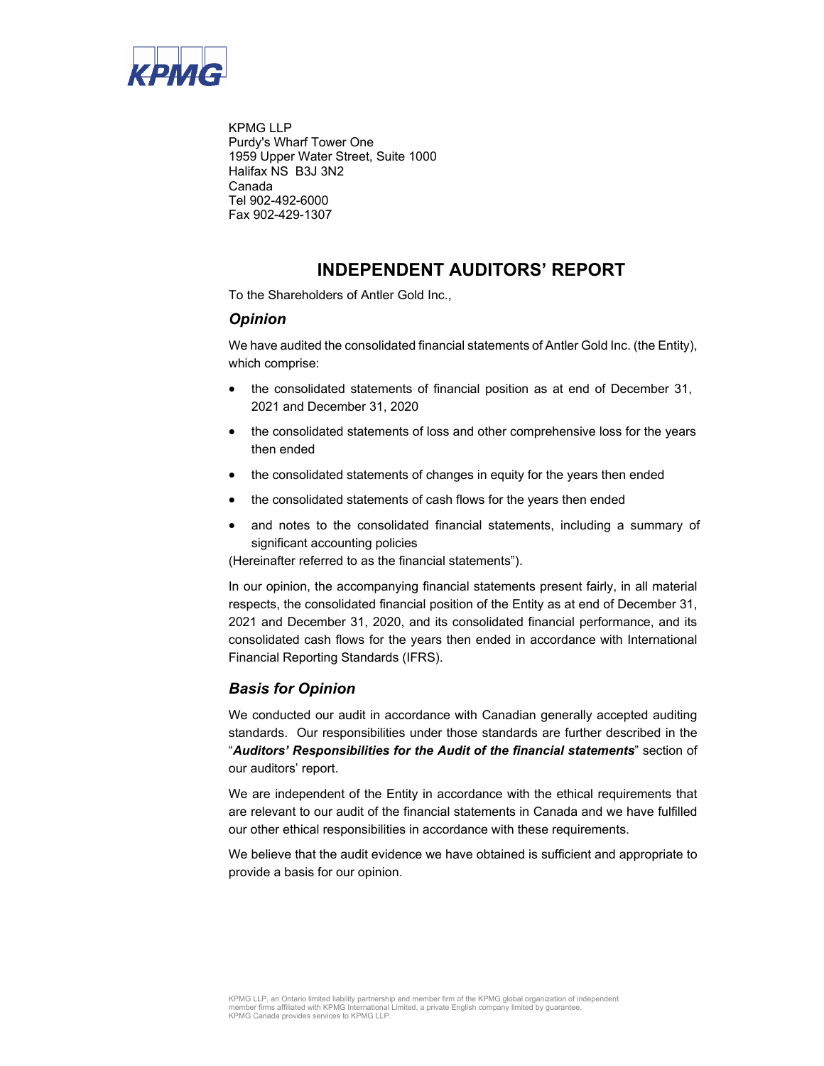KPMG LLP
Purdy's Wharf Tower One
1959 Upper Water Street, Suite 1000
Halifax NS B3J 3N2
Canada
Tel 902-492-6000
Fax 902-429-1307

# INDEPENDENT AUDITORS' REPORT

To the Shareholders of Antler Gold Inc.,

## *Opinion*

We have audited the consolidated financial statements of Antler Gold Inc. (the Entity), which comprise:

- the consolidated statements of financial position as at end of December 31, 2021 and December 31, 2020
- the consolidated statements of loss and other comprehensive loss for the years then ended
- the consolidated statements of changes in equity for the years then ended
- the consolidated statements of cash flows for the years then ended
- and notes to the consolidated financial statements, including a summary of significant accounting policies

(Hereinafter referred to as the financial statements").

In our opinion, the accompanying financial statements present fairly, in all material respects, the consolidated financial position of the Entity as at end of December 31, 2021 and December 31, 2020, and its consolidated financial performance, and its consolidated cash flows for the years then ended in accordance with International Financial Reporting Standards (IFRS).

## *Basis for Opinion*

We conducted our audit in accordance with Canadian generally accepted auditing standards. Our responsibilities under those standards are further described in the "***Auditors' Responsibilities for the Audit of the financial statements***" section of our auditors' report.

We are independent of the Entity in accordance with the ethical requirements that are relevant to our audit of the financial statements in Canada and we have fulfilled our other ethical responsibilities in accordance with these requirements.

We believe that the audit evidence we have obtained is sufficient and appropriate to provide a basis for our opinion.

KPMG LLP, an Ontario limited liability partnership and member firm of the KPMG global organization of independent member firms affiliated with KPMG International Limited, a private English company limited by guarantee.
KPMG Canada provides services to KPMG LLP.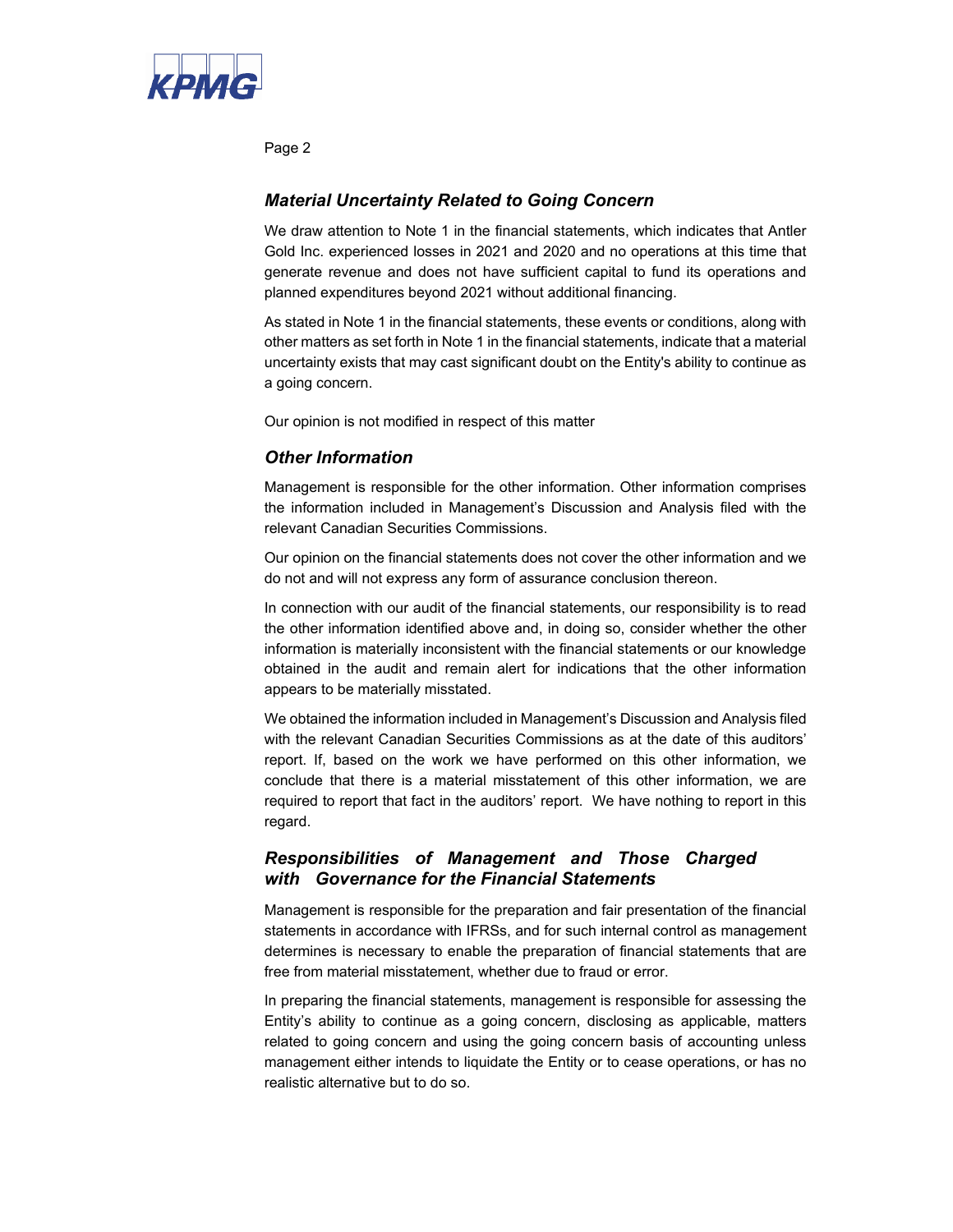### *Material Uncertainty Related to Going Concern*

We draw attention to Note 1 in the financial statements, which indicates that Antler Gold Inc. experienced losses in 2021 and 2020 and no operations at this time that generate revenue and does not have sufficient capital to fund its operations and planned expenditures beyond 2021 without additional financing.

As stated in Note 1 in the financial statements, these events or conditions, along with other matters as set forth in Note 1 in the financial statements, indicate that a material uncertainty exists that may cast significant doubt on the Entity's ability to continue as a going concern.

Our opinion is not modified in respect of this matter

### *Other Information*

Management is responsible for the other information. Other information comprises the information included in Management's Discussion and Analysis filed with the relevant Canadian Securities Commissions.

Our opinion on the financial statements does not cover the other information and we do not and will not express any form of assurance conclusion thereon.

In connection with our audit of the financial statements, our responsibility is to read the other information identified above and, in doing so, consider whether the other information is materially inconsistent with the financial statements or our knowledge obtained in the audit and remain alert for indications that the other information appears to be materially misstated.

We obtained the information included in Management's Discussion and Analysis filed with the relevant Canadian Securities Commissions as at the date of this auditors' report. If, based on the work we have performed on this other information, we conclude that there is a material misstatement of this other information, we are required to report that fact in the auditors' report. We have nothing to report in this regard.

### *Responsibilities of Management and Those Charged with Governance for the Financial Statements*

Management is responsible for the preparation and fair presentation of the financial statements in accordance with IFRSs, and for such internal control as management determines is necessary to enable the preparation of financial statements that are free from material misstatement, whether due to fraud or error.

In preparing the financial statements, management is responsible for assessing the Entity's ability to continue as a going concern, disclosing as applicable, matters related to going concern and using the going concern basis of accounting unless management either intends to liquidate the Entity or to cease operations, or has no realistic alternative but to do so.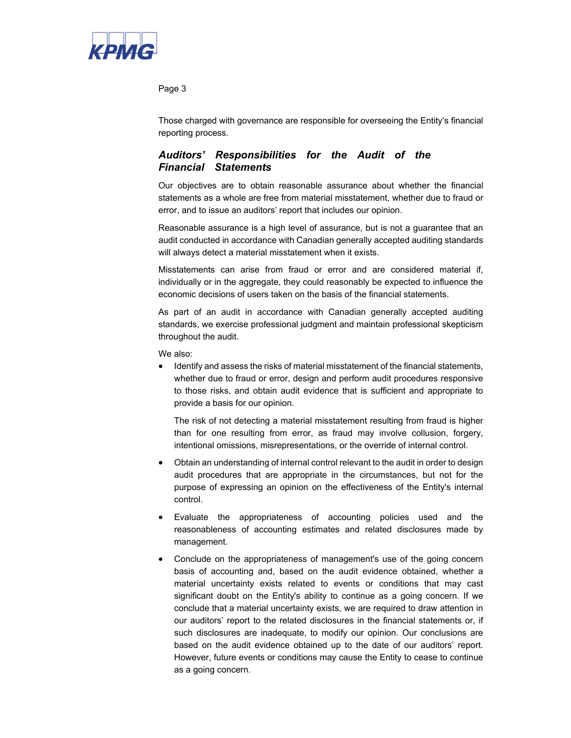Those charged with governance are responsible for overseeing the Entity's financial reporting process.

### *Auditors' Responsibilities for the Audit of the Financial Statements*

Our objectives are to obtain reasonable assurance about whether the financial statements as a whole are free from material misstatement, whether due to fraud or error, and to issue an auditors' report that includes our opinion.

Reasonable assurance is a high level of assurance, but is not a guarantee that an audit conducted in accordance with Canadian generally accepted auditing standards will always detect a material misstatement when it exists.

Misstatements can arise from fraud or error and are considered material if, individually or in the aggregate, they could reasonably be expected to influence the economic decisions of users taken on the basis of the financial statements.

As part of an audit in accordance with Canadian generally accepted auditing standards, we exercise professional judgment and maintain professional skepticism throughout the audit.

We also:

- Identify and assess the risks of material misstatement of the financial statements, whether due to fraud or error, design and perform audit procedures responsive to those risks, and obtain audit evidence that is sufficient and appropriate to provide a basis for our opinion.

  The risk of not detecting a material misstatement resulting from fraud is higher than for one resulting from error, as fraud may involve collusion, forgery, intentional omissions, misrepresentations, or the override of internal control.

- Obtain an understanding of internal control relevant to the audit in order to design audit procedures that are appropriate in the circumstances, but not for the purpose of expressing an opinion on the effectiveness of the Entity's internal control.

- Evaluate the appropriateness of accounting policies used and the reasonableness of accounting estimates and related disclosures made by management.

- Conclude on the appropriateness of management's use of the going concern basis of accounting and, based on the audit evidence obtained, whether a material uncertainty exists related to events or conditions that may cast significant doubt on the Entity's ability to continue as a going concern. If we conclude that a material uncertainty exists, we are required to draw attention in our auditors' report to the related disclosures in the financial statements or, if such disclosures are inadequate, to modify our opinion. Our conclusions are based on the audit evidence obtained up to the date of our auditors' report. However, future events or conditions may cause the Entity to cease to continue as a going concern.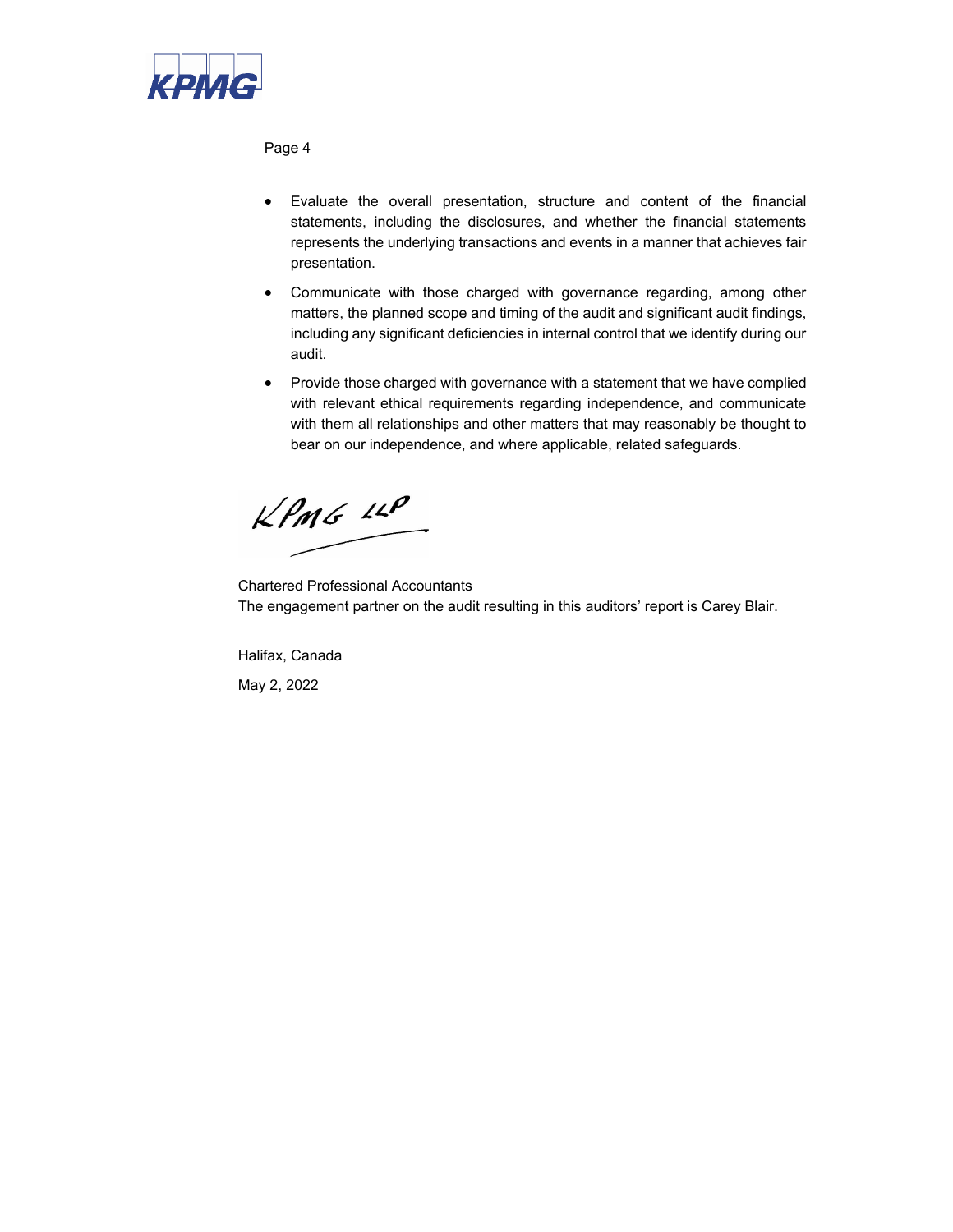- Evaluate the overall presentation, structure and content of the financial statements, including the disclosures, and whether the financial statements represents the underlying transactions and events in a manner that achieves fair presentation.
- Communicate with those charged with governance regarding, among other matters, the planned scope and timing of the audit and significant audit findings, including any significant deficiencies in internal control that we identify during our audit.
- Provide those charged with governance with a statement that we have complied with relevant ethical requirements regarding independence, and communicate with them all relationships and other matters that may reasonably be thought to bear on our independence, and where applicable, related safeguards.

KPMG LLP

Chartered Professional Accountants
The engagement partner on the audit resulting in this auditors' report is Carey Blair.

Halifax, Canada

May 2, 2022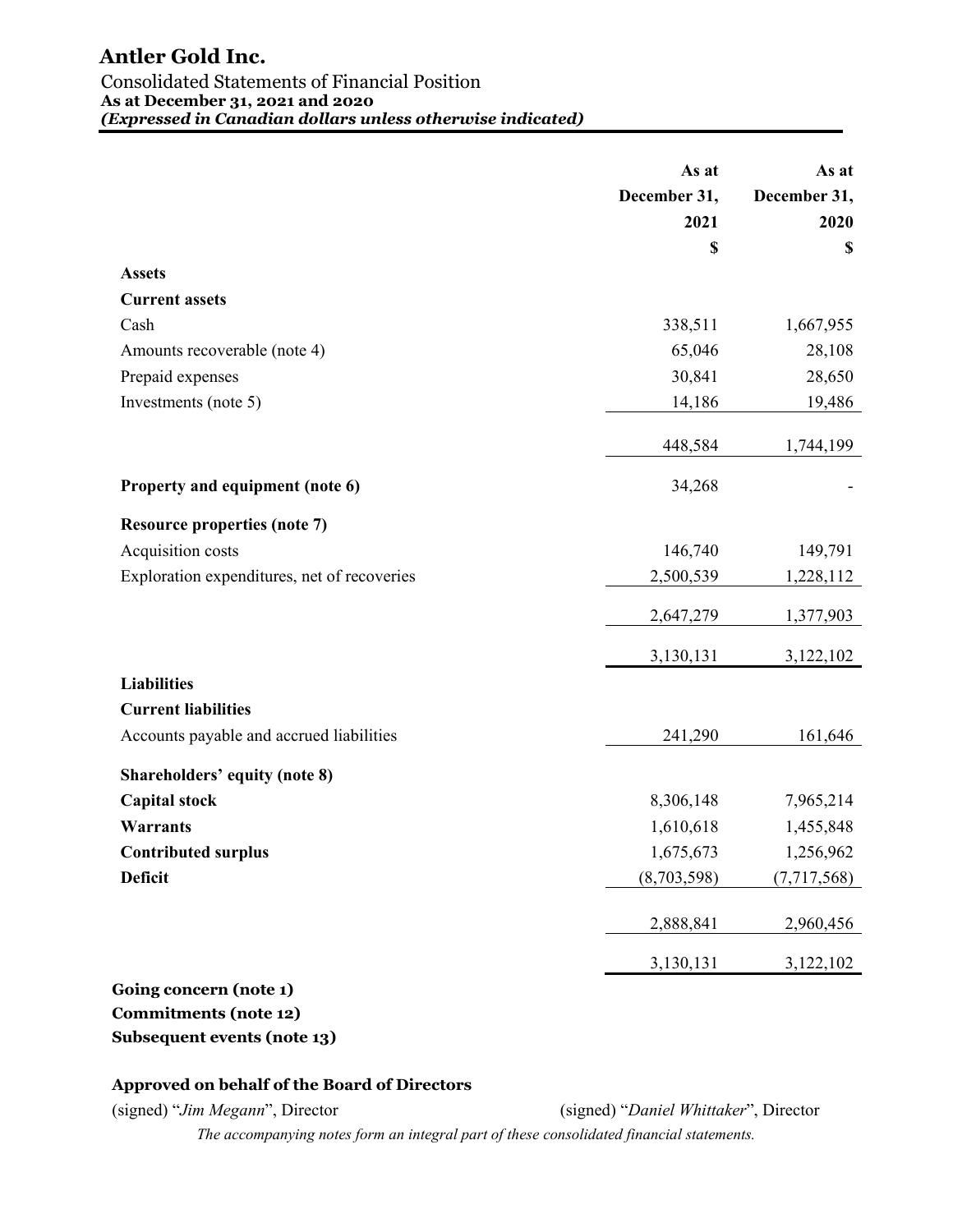# Antler Gold Inc.

Consolidated Statements of Financial Position
**As at December 31, 2021 and 2020**
***(Expressed in Canadian dollars unless otherwise indicated)***

| | As at December 31, 2021 $ | As at December 31, 2020 $ |
|---|---|---|
| **Assets** | | |
| **Current assets** | | |
| Cash | 338,511 | 1,667,955 |
| Amounts recoverable (note 4) | 65,046 | 28,108 |
| Prepaid expenses | 30,841 | 28,650 |
| Investments (note 5) | 14,186 | 19,486 |
| | 448,584 | 1,744,199 |
| **Property and equipment (note 6)** | 34,268 | - |
| **Resource properties (note 7)** | | |
| Acquisition costs | 146,740 | 149,791 |
| Exploration expenditures, net of recoveries | 2,500,539 | 1,228,112 |
| | 2,647,279 | 1,377,903 |
| | 3,130,131 | 3,122,102 |
| **Liabilities** | | |
| **Current liabilities** | | |
| Accounts payable and accrued liabilities | 241,290 | 161,646 |
| **Shareholders' equity (note 8)** | | |
| **Capital stock** | 8,306,148 | 7,965,214 |
| **Warrants** | 1,610,618 | 1,455,848 |
| **Contributed surplus** | 1,675,673 | 1,256,962 |
| **Deficit** | (8,703,598) | (7,717,568) |
| | 2,888,841 | 2,960,456 |
| | 3,130,131 | 3,122,102 |

**Going concern (note 1)**
**Commitments (note 12)**
**Subsequent events (note 13)**

**Approved on behalf of the Board of Directors**

(signed) "*Jim Megann*", Director    (signed) "*Daniel Whittaker*", Director

*The accompanying notes form an integral part of these consolidated financial statements.*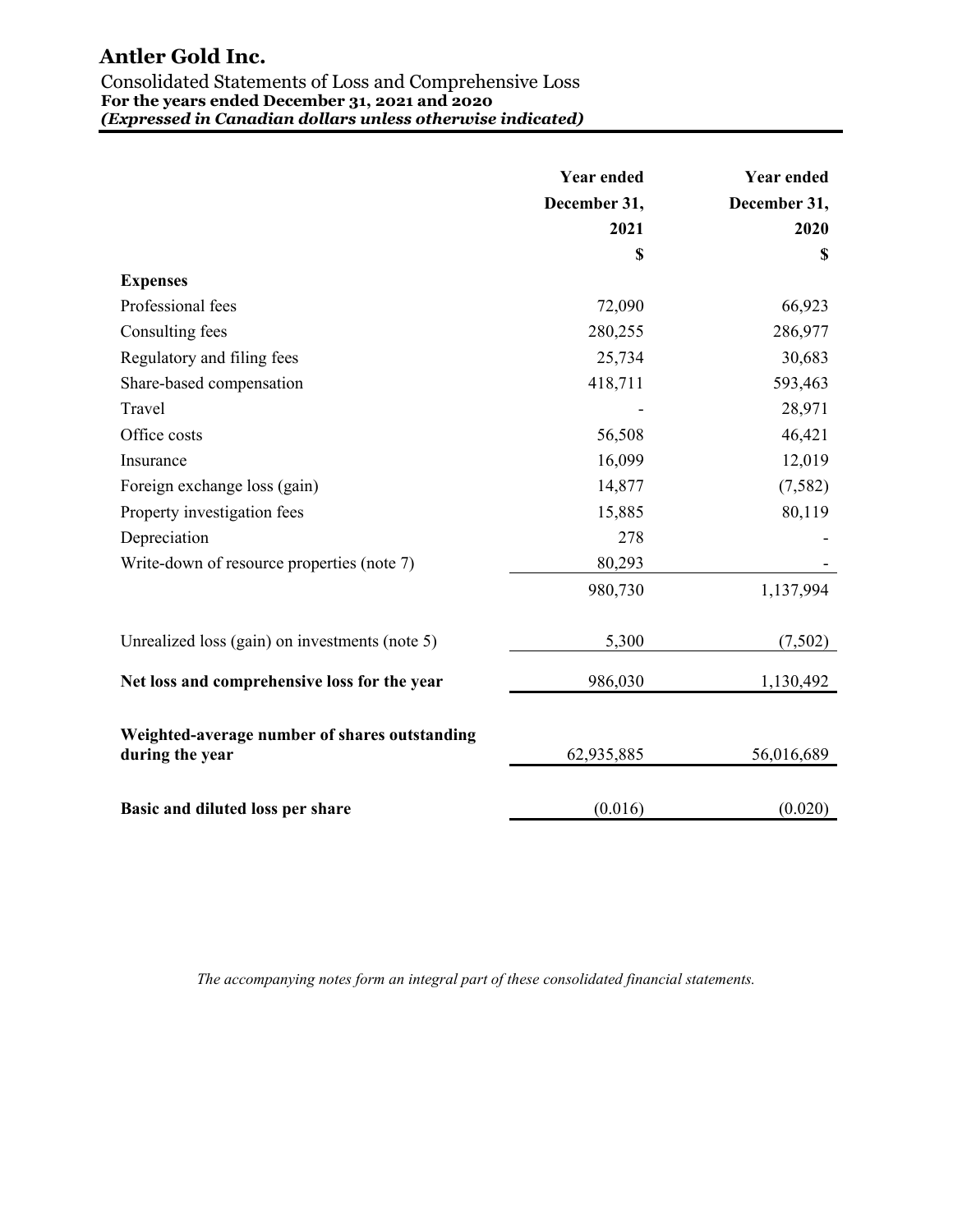# Antler Gold Inc.

Consolidated Statements of Loss and Comprehensive Loss
**For the years ended December 31, 2021 and 2020**
***(Expressed in Canadian dollars unless otherwise indicated)***

| | Year ended December 31, 2021 | Year ended December 31, 2020 |
|---|---|---|
| | $ | $ |
| **Expenses** | | |
| Professional fees | 72,090 | 66,923 |
| Consulting fees | 280,255 | 286,977 |
| Regulatory and filing fees | 25,734 | 30,683 |
| Share-based compensation | 418,711 | 593,463 |
| Travel | - | 28,971 |
| Office costs | 56,508 | 46,421 |
| Insurance | 16,099 | 12,019 |
| Foreign exchange loss (gain) | 14,877 | (7,582) |
| Property investigation fees | 15,885 | 80,119 |
| Depreciation | 278 | - |
| Write-down of resource properties (note 7) | 80,293 | - |
| | 980,730 | 1,137,994 |
| Unrealized loss (gain) on investments (note 5) | 5,300 | (7,502) |
| **Net loss and comprehensive loss for the year** | 986,030 | 1,130,492 |
| **Weighted-average number of shares outstanding during the year** | 62,935,885 | 56,016,689 |
| **Basic and diluted loss per share** | (0.016) | (0.020) |

*The accompanying notes form an integral part of these consolidated financial statements.*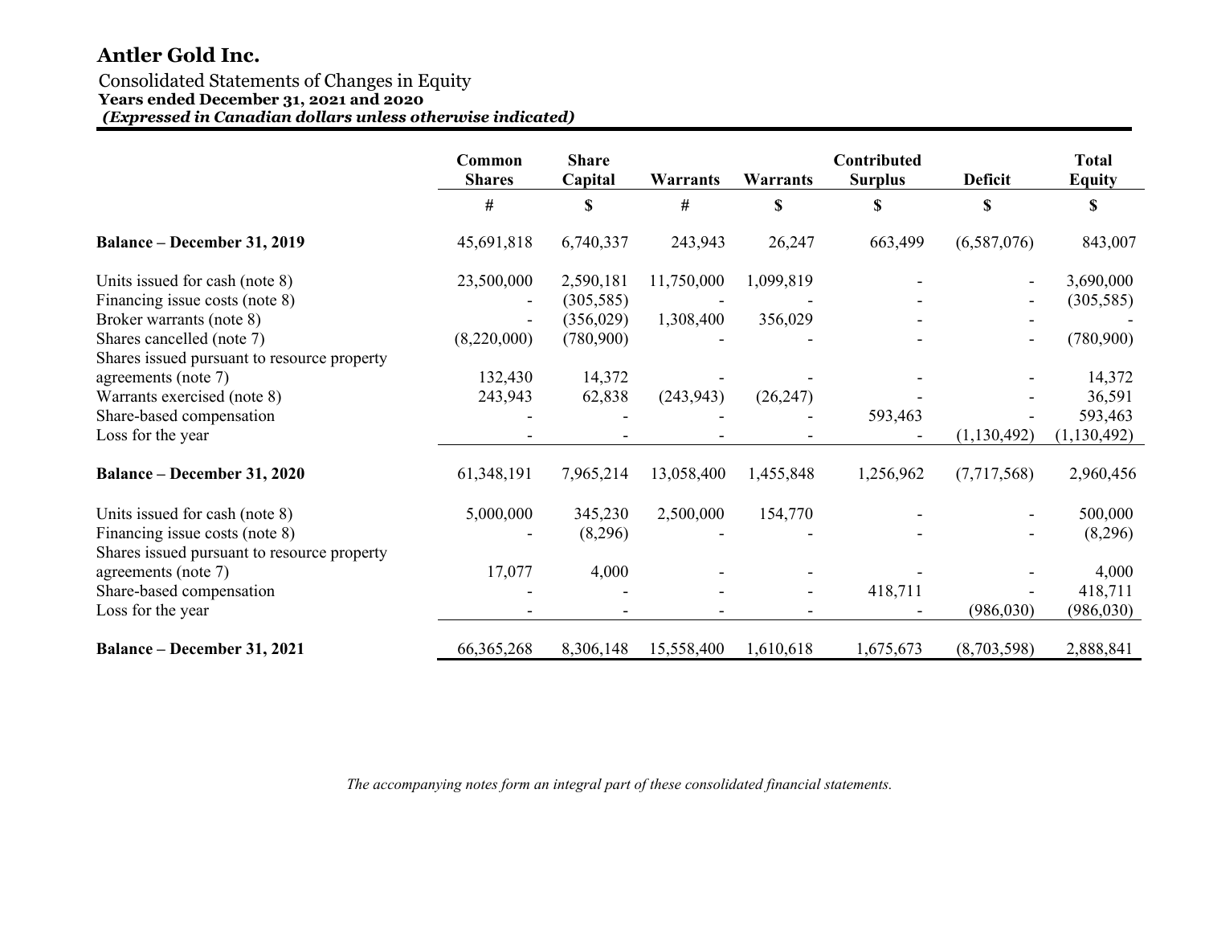# Antler Gold Inc.

Consolidated Statements of Changes in Equity
**Years ended December 31, 2021 and 2020**
***(Expressed in Canadian dollars unless otherwise indicated)***

| | Common Shares | Share Capital | Warrants | Warrants | Contributed Surplus | Deficit | Total Equity |
|---|---|---|---|---|---|---|---|
| | # | $ | # | $ | $ | $ | $ |
| **Balance – December 31, 2019** | 45,691,818 | 6,740,337 | 243,943 | 26,247 | 663,499 | (6,587,076) | 843,007 |
| Units issued for cash (note 8) | 23,500,000 | 2,590,181 | 11,750,000 | 1,099,819 | - | - | 3,690,000 |
| Financing issue costs (note 8) | - | (305,585) | - | - | - | - | (305,585) |
| Broker warrants (note 8) | - | (356,029) | 1,308,400 | 356,029 | - | - | - |
| Shares cancelled (note 7) | (8,220,000) | (780,900) | - | - | - | - | (780,900) |
| Shares issued pursuant to resource property agreements (note 7) | 132,430 | 14,372 | - | - | - | - | 14,372 |
| Warrants exercised (note 8) | 243,943 | 62,838 | (243,943) | (26,247) | - | - | 36,591 |
| Share-based compensation | - | - | - | - | 593,463 | - | 593,463 |
| Loss for the year | - | - | - | - | - | (1,130,492) | (1,130,492) |
| **Balance – December 31, 2020** | 61,348,191 | 7,965,214 | 13,058,400 | 1,455,848 | 1,256,962 | (7,717,568) | 2,960,456 |
| Units issued for cash (note 8) | 5,000,000 | 345,230 | 2,500,000 | 154,770 | - | - | 500,000 |
| Financing issue costs (note 8) | - | (8,296) | - | - | - | - | (8,296) |
| Shares issued pursuant to resource property agreements (note 7) | 17,077 | 4,000 | - | - | - | - | 4,000 |
| Share-based compensation | - | - | - | - | 418,711 | - | 418,711 |
| Loss for the year | - | - | - | - | - | (986,030) | (986,030) |
| **Balance – December 31, 2021** | 66,365,268 | 8,306,148 | 15,558,400 | 1,610,618 | 1,675,673 | (8,703,598) | 2,888,841 |

*The accompanying notes form an integral part of these consolidated financial statements.*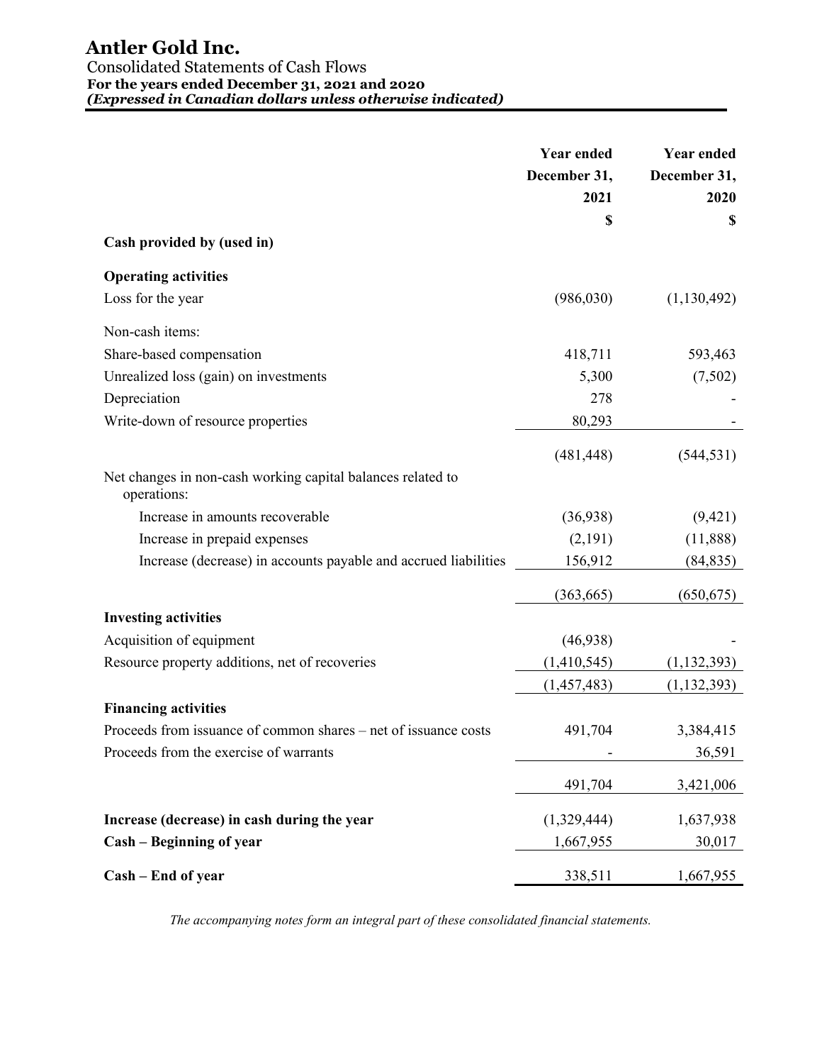# Antler Gold Inc.

Consolidated Statements of Cash Flows

**For the years ended December 31, 2021 and 2020**

***(Expressed in Canadian dollars unless otherwise indicated)***

| | Year ended December 31, 2021 | Year ended December 31, 2020 |
|---|---|---|
| | $ | $ |
| **Cash provided by (used in)** | | |
| **Operating activities** | | |
| Loss for the year | (986,030) | (1,130,492) |
| Non-cash items: | | |
| Share-based compensation | 418,711 | 593,463 |
| Unrealized loss (gain) on investments | 5,300 | (7,502) |
| Depreciation | 278 | - |
| Write-down of resource properties | 80,293 | - |
| | (481,448) | (544,531) |
| Net changes in non-cash working capital balances related to operations: | | |
| Increase in amounts recoverable | (36,938) | (9,421) |
| Increase in prepaid expenses | (2,191) | (11,888) |
| Increase (decrease) in accounts payable and accrued liabilities | 156,912 | (84,835) |
| | (363,665) | (650,675) |
| **Investing activities** | | |
| Acquisition of equipment | (46,938) | - |
| Resource property additions, net of recoveries | (1,410,545) | (1,132,393) |
| | (1,457,483) | (1,132,393) |
| **Financing activities** | | |
| Proceeds from issuance of common shares – net of issuance costs | 491,704 | 3,384,415 |
| Proceeds from the exercise of warrants | - | 36,591 |
| | 491,704 | 3,421,006 |
| **Increase (decrease) in cash during the year** | (1,329,444) | 1,637,938 |
| **Cash – Beginning of year** | 1,667,955 | 30,017 |
| **Cash – End of year** | 338,511 | 1,667,955 |

*The accompanying notes form an integral part of these consolidated financial statements.*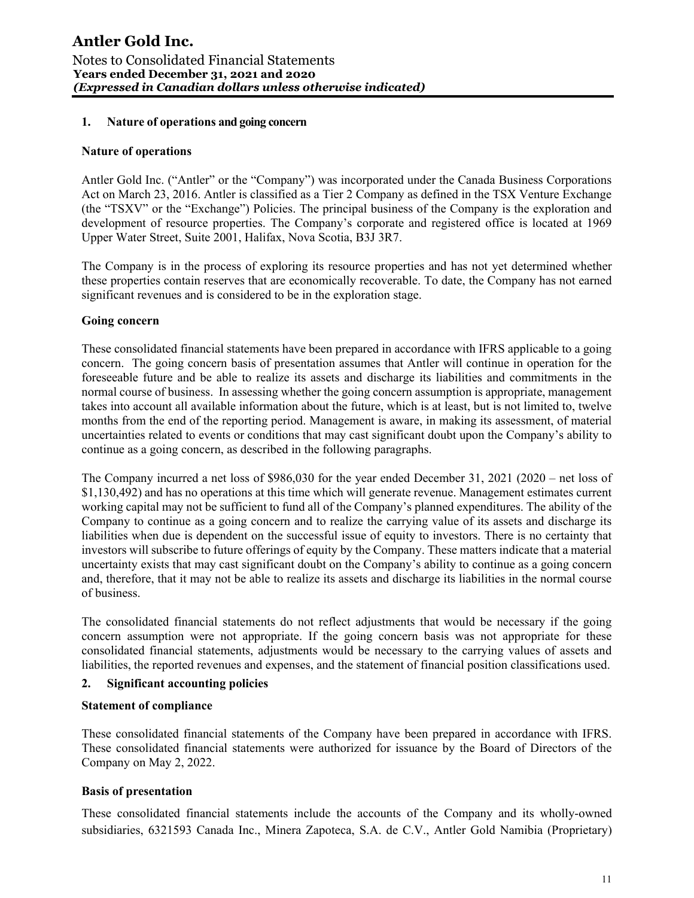## 1. Nature of operations and going concern

### Nature of operations

Antler Gold Inc. ("Antler" or the "Company") was incorporated under the Canada Business Corporations Act on March 23, 2016. Antler is classified as a Tier 2 Company as defined in the TSX Venture Exchange (the "TSXV" or the "Exchange") Policies. The principal business of the Company is the exploration and development of resource properties. The Company's corporate and registered office is located at 1969 Upper Water Street, Suite 2001, Halifax, Nova Scotia, B3J 3R7.

The Company is in the process of exploring its resource properties and has not yet determined whether these properties contain reserves that are economically recoverable. To date, the Company has not earned significant revenues and is considered to be in the exploration stage.

### Going concern

These consolidated financial statements have been prepared in accordance with IFRS applicable to a going concern. The going concern basis of presentation assumes that Antler will continue in operation for the foreseeable future and be able to realize its assets and discharge its liabilities and commitments in the normal course of business. In assessing whether the going concern assumption is appropriate, management takes into account all available information about the future, which is at least, but is not limited to, twelve months from the end of the reporting period. Management is aware, in making its assessment, of material uncertainties related to events or conditions that may cast significant doubt upon the Company's ability to continue as a going concern, as described in the following paragraphs.

The Company incurred a net loss of $986,030 for the year ended December 31, 2021 (2020 – net loss of $1,130,492) and has no operations at this time which will generate revenue. Management estimates current working capital may not be sufficient to fund all of the Company's planned expenditures. The ability of the Company to continue as a going concern and to realize the carrying value of its assets and discharge its liabilities when due is dependent on the successful issue of equity to investors. There is no certainty that investors will subscribe to future offerings of equity by the Company. These matters indicate that a material uncertainty exists that may cast significant doubt on the Company's ability to continue as a going concern and, therefore, that it may not be able to realize its assets and discharge its liabilities in the normal course of business.

The consolidated financial statements do not reflect adjustments that would be necessary if the going concern assumption were not appropriate. If the going concern basis was not appropriate for these consolidated financial statements, adjustments would be necessary to the carrying values of assets and liabilities, the reported revenues and expenses, and the statement of financial position classifications used.

## 2. Significant accounting policies

### Statement of compliance

These consolidated financial statements of the Company have been prepared in accordance with IFRS. These consolidated financial statements were authorized for issuance by the Board of Directors of the Company on May 2, 2022.

### Basis of presentation

These consolidated financial statements include the accounts of the Company and its wholly-owned subsidiaries, 6321593 Canada Inc., Minera Zapoteca, S.A. de C.V., Antler Gold Namibia (Proprietary)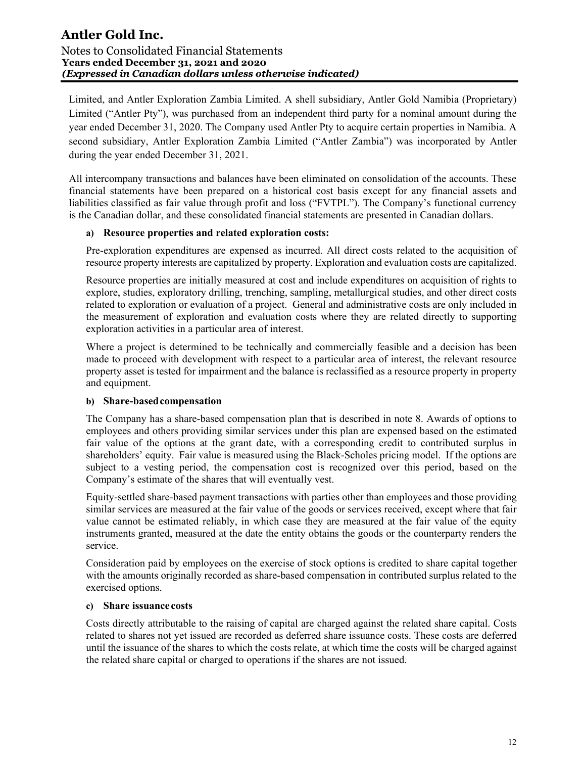Limited, and Antler Exploration Zambia Limited. A shell subsidiary, Antler Gold Namibia (Proprietary) Limited ("Antler Pty"), was purchased from an independent third party for a nominal amount during the year ended December 31, 2020. The Company used Antler Pty to acquire certain properties in Namibia. A second subsidiary, Antler Exploration Zambia Limited ("Antler Zambia") was incorporated by Antler during the year ended December 31, 2021.

All intercompany transactions and balances have been eliminated on consolidation of the accounts. These financial statements have been prepared on a historical cost basis except for any financial assets and liabilities classified as fair value through profit and loss ("FVTPL"). The Company's functional currency is the Canadian dollar, and these consolidated financial statements are presented in Canadian dollars.

**a) Resource properties and related exploration costs:**

Pre-exploration expenditures are expensed as incurred. All direct costs related to the acquisition of resource property interests are capitalized by property. Exploration and evaluation costs are capitalized.

Resource properties are initially measured at cost and include expenditures on acquisition of rights to explore, studies, exploratory drilling, trenching, sampling, metallurgical studies, and other direct costs related to exploration or evaluation of a project. General and administrative costs are only included in the measurement of exploration and evaluation costs where they are related directly to supporting exploration activities in a particular area of interest.

Where a project is determined to be technically and commercially feasible and a decision has been made to proceed with development with respect to a particular area of interest, the relevant resource property asset is tested for impairment and the balance is reclassified as a resource property in property and equipment.

**b) Share-based compensation**

The Company has a share-based compensation plan that is described in note 8. Awards of options to employees and others providing similar services under this plan are expensed based on the estimated fair value of the options at the grant date, with a corresponding credit to contributed surplus in shareholders' equity. Fair value is measured using the Black-Scholes pricing model. If the options are subject to a vesting period, the compensation cost is recognized over this period, based on the Company's estimate of the shares that will eventually vest.

Equity-settled share-based payment transactions with parties other than employees and those providing similar services are measured at the fair value of the goods or services received, except where that fair value cannot be estimated reliably, in which case they are measured at the fair value of the equity instruments granted, measured at the date the entity obtains the goods or the counterparty renders the service.

Consideration paid by employees on the exercise of stock options is credited to share capital together with the amounts originally recorded as share-based compensation in contributed surplus related to the exercised options.

**c) Share issuance costs**

Costs directly attributable to the raising of capital are charged against the related share capital. Costs related to shares not yet issued are recorded as deferred share issuance costs. These costs are deferred until the issuance of the shares to which the costs relate, at which time the costs will be charged against the related share capital or charged to operations if the shares are not issued.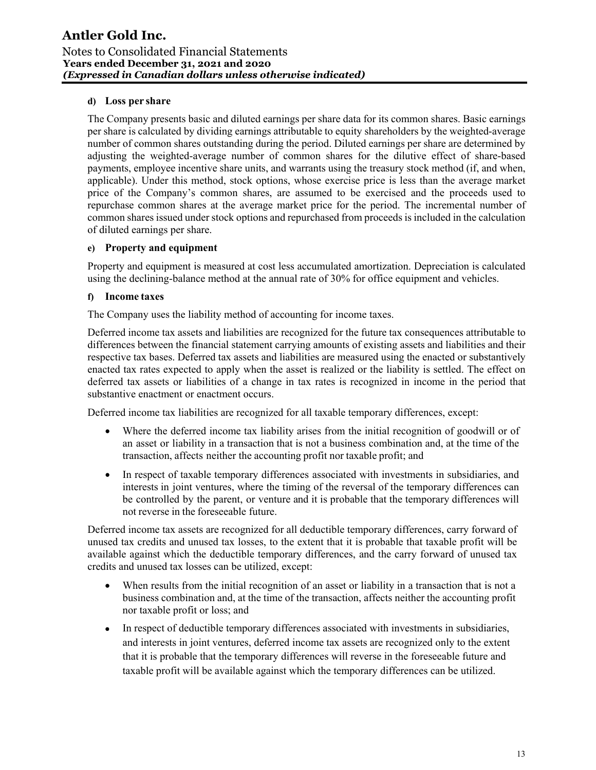**d) Loss per share**

The Company presents basic and diluted earnings per share data for its common shares. Basic earnings per share is calculated by dividing earnings attributable to equity shareholders by the weighted-average number of common shares outstanding during the period. Diluted earnings per share are determined by adjusting the weighted-average number of common shares for the dilutive effect of share-based payments, employee incentive share units, and warrants using the treasury stock method (if, and when, applicable). Under this method, stock options, whose exercise price is less than the average market price of the Company's common shares, are assumed to be exercised and the proceeds used to repurchase common shares at the average market price for the period. The incremental number of common shares issued under stock options and repurchased from proceeds is included in the calculation of diluted earnings per share.

**e) Property and equipment**

Property and equipment is measured at cost less accumulated amortization. Depreciation is calculated using the declining-balance method at the annual rate of 30% for office equipment and vehicles.

**f) Income taxes**

The Company uses the liability method of accounting for income taxes.

Deferred income tax assets and liabilities are recognized for the future tax consequences attributable to differences between the financial statement carrying amounts of existing assets and liabilities and their respective tax bases. Deferred tax assets and liabilities are measured using the enacted or substantively enacted tax rates expected to apply when the asset is realized or the liability is settled. The effect on deferred tax assets or liabilities of a change in tax rates is recognized in income in the period that substantive enactment or enactment occurs.

Deferred income tax liabilities are recognized for all taxable temporary differences, except:

- Where the deferred income tax liability arises from the initial recognition of goodwill or of an asset or liability in a transaction that is not a business combination and, at the time of the transaction, affects neither the accounting profit nor taxable profit; and
- In respect of taxable temporary differences associated with investments in subsidiaries, and interests in joint ventures, where the timing of the reversal of the temporary differences can be controlled by the parent, or venture and it is probable that the temporary differences will not reverse in the foreseeable future.

Deferred income tax assets are recognized for all deductible temporary differences, carry forward of unused tax credits and unused tax losses, to the extent that it is probable that taxable profit will be available against which the deductible temporary differences, and the carry forward of unused tax credits and unused tax losses can be utilized, except:

- When results from the initial recognition of an asset or liability in a transaction that is not a business combination and, at the time of the transaction, affects neither the accounting profit nor taxable profit or loss; and
- In respect of deductible temporary differences associated with investments in subsidiaries, and interests in joint ventures, deferred income tax assets are recognized only to the extent that it is probable that the temporary differences will reverse in the foreseeable future and taxable profit will be available against which the temporary differences can be utilized.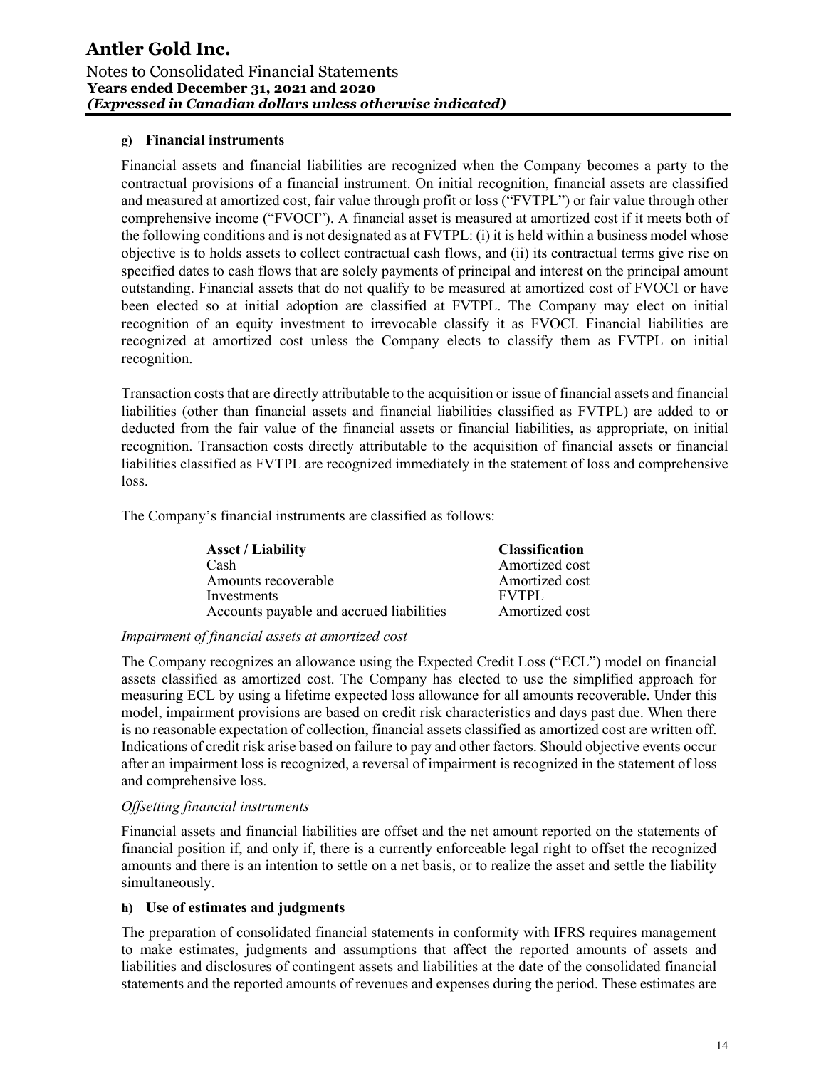#### g) Financial instruments

Financial assets and financial liabilities are recognized when the Company becomes a party to the contractual provisions of a financial instrument. On initial recognition, financial assets are classified and measured at amortized cost, fair value through profit or loss ("FVTPL") or fair value through other comprehensive income ("FVOCI"). A financial asset is measured at amortized cost if it meets both of the following conditions and is not designated as at FVTPL: (i) it is held within a business model whose objective is to holds assets to collect contractual cash flows, and (ii) its contractual terms give rise on specified dates to cash flows that are solely payments of principal and interest on the principal amount outstanding. Financial assets that do not qualify to be measured at amortized cost of FVOCI or have been elected so at initial adoption are classified at FVTPL. The Company may elect on initial recognition of an equity investment to irrevocable classify it as FVOCI. Financial liabilities are recognized at amortized cost unless the Company elects to classify them as FVTPL on initial recognition.

Transaction costs that are directly attributable to the acquisition or issue of financial assets and financial liabilities (other than financial assets and financial liabilities classified as FVTPL) are added to or deducted from the fair value of the financial assets or financial liabilities, as appropriate, on initial recognition. Transaction costs directly attributable to the acquisition of financial assets or financial liabilities classified as FVTPL are recognized immediately in the statement of loss and comprehensive loss.

The Company's financial instruments are classified as follows:

| Asset / Liability | Classification |
|---|---|
| Cash | Amortized cost |
| Amounts recoverable | Amortized cost |
| Investments | FVTPL |
| Accounts payable and accrued liabilities | Amortized cost |

*Impairment of financial assets at amortized cost*

The Company recognizes an allowance using the Expected Credit Loss ("ECL") model on financial assets classified as amortized cost. The Company has elected to use the simplified approach for measuring ECL by using a lifetime expected loss allowance for all amounts recoverable. Under this model, impairment provisions are based on credit risk characteristics and days past due. When there is no reasonable expectation of collection, financial assets classified as amortized cost are written off. Indications of credit risk arise based on failure to pay and other factors. Should objective events occur after an impairment loss is recognized, a reversal of impairment is recognized in the statement of loss and comprehensive loss.

*Offsetting financial instruments*

Financial assets and financial liabilities are offset and the net amount reported on the statements of financial position if, and only if, there is a currently enforceable legal right to offset the recognized amounts and there is an intention to settle on a net basis, or to realize the asset and settle the liability simultaneously.

#### h) Use of estimates and judgments

The preparation of consolidated financial statements in conformity with IFRS requires management to make estimates, judgments and assumptions that affect the reported amounts of assets and liabilities and disclosures of contingent assets and liabilities at the date of the consolidated financial statements and the reported amounts of revenues and expenses during the period. These estimates are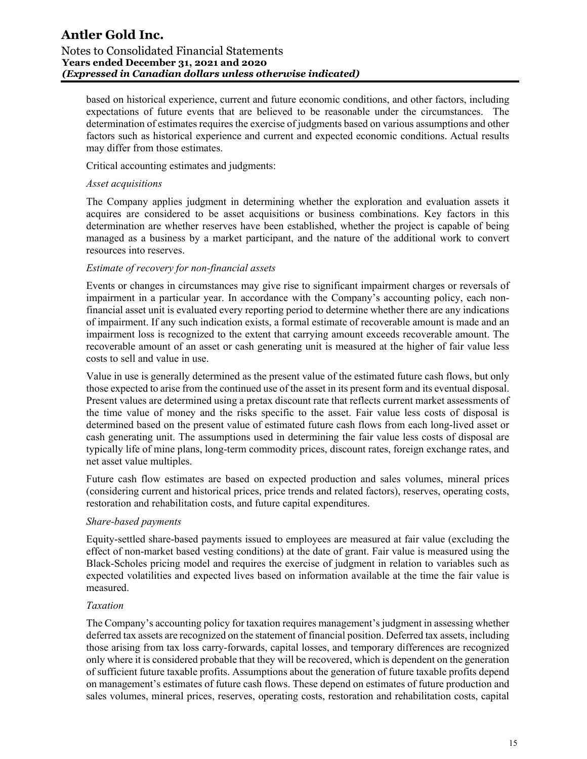based on historical experience, current and future economic conditions, and other factors, including expectations of future events that are believed to be reasonable under the circumstances. The determination of estimates requires the exercise of judgments based on various assumptions and other factors such as historical experience and current and expected economic conditions. Actual results may differ from those estimates.

Critical accounting estimates and judgments:

*Asset acquisitions*

The Company applies judgment in determining whether the exploration and evaluation assets it acquires are considered to be asset acquisitions or business combinations. Key factors in this determination are whether reserves have been established, whether the project is capable of being managed as a business by a market participant, and the nature of the additional work to convert resources into reserves.

*Estimate of recovery for non-financial assets*

Events or changes in circumstances may give rise to significant impairment charges or reversals of impairment in a particular year. In accordance with the Company's accounting policy, each non-financial asset unit is evaluated every reporting period to determine whether there are any indications of impairment. If any such indication exists, a formal estimate of recoverable amount is made and an impairment loss is recognized to the extent that carrying amount exceeds recoverable amount. The recoverable amount of an asset or cash generating unit is measured at the higher of fair value less costs to sell and value in use.

Value in use is generally determined as the present value of the estimated future cash flows, but only those expected to arise from the continued use of the asset in its present form and its eventual disposal. Present values are determined using a pretax discount rate that reflects current market assessments of the time value of money and the risks specific to the asset. Fair value less costs of disposal is determined based on the present value of estimated future cash flows from each long-lived asset or cash generating unit. The assumptions used in determining the fair value less costs of disposal are typically life of mine plans, long-term commodity prices, discount rates, foreign exchange rates, and net asset value multiples.

Future cash flow estimates are based on expected production and sales volumes, mineral prices (considering current and historical prices, price trends and related factors), reserves, operating costs, restoration and rehabilitation costs, and future capital expenditures.

*Share-based payments*

Equity-settled share-based payments issued to employees are measured at fair value (excluding the effect of non-market based vesting conditions) at the date of grant. Fair value is measured using the Black-Scholes pricing model and requires the exercise of judgment in relation to variables such as expected volatilities and expected lives based on information available at the time the fair value is measured.

*Taxation*

The Company's accounting policy for taxation requires management's judgment in assessing whether deferred tax assets are recognized on the statement of financial position. Deferred tax assets, including those arising from tax loss carry-forwards, capital losses, and temporary differences are recognized only where it is considered probable that they will be recovered, which is dependent on the generation of sufficient future taxable profits. Assumptions about the generation of future taxable profits depend on management's estimates of future cash flows. These depend on estimates of future production and sales volumes, mineral prices, reserves, operating costs, restoration and rehabilitation costs, capital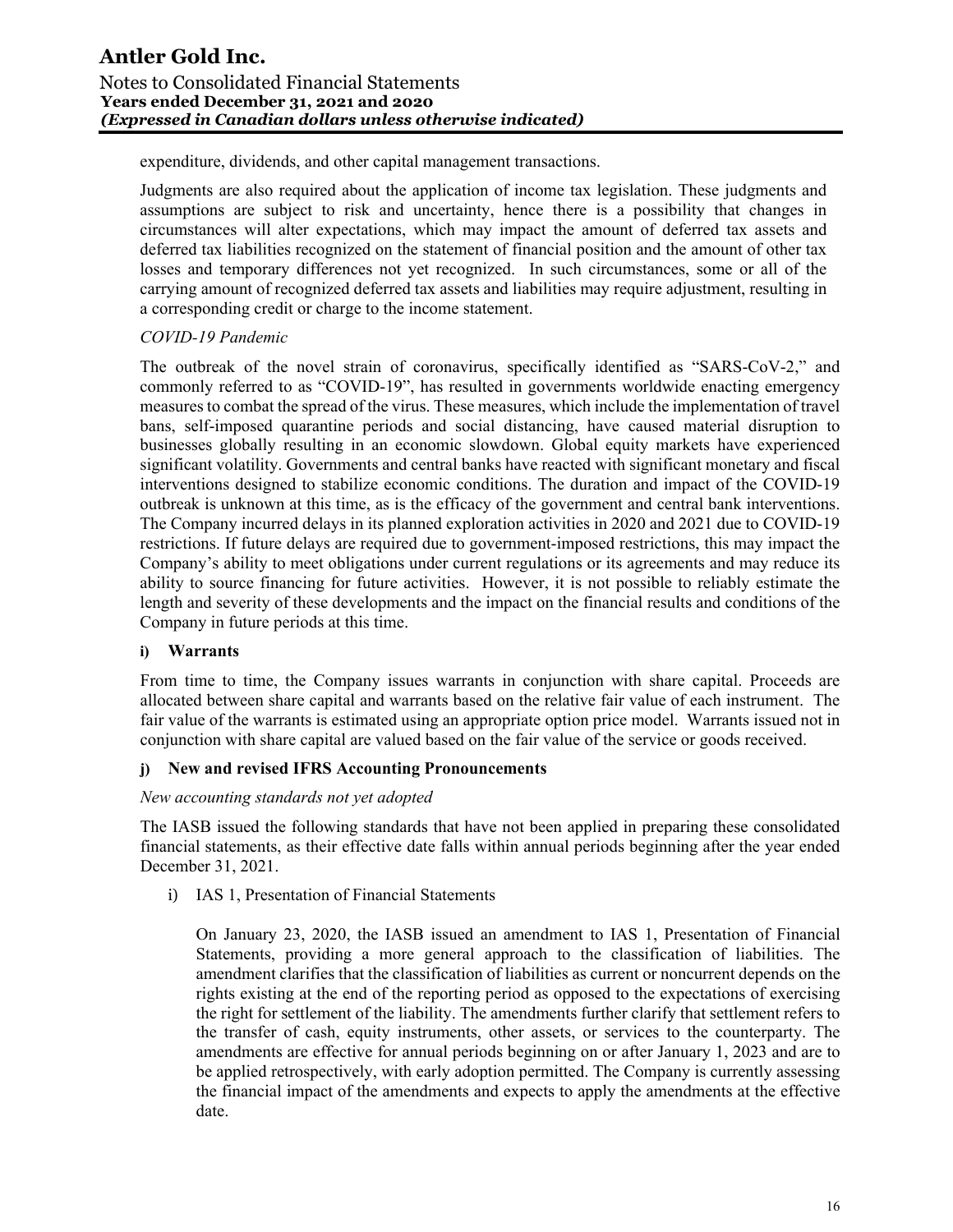expenditure, dividends, and other capital management transactions.

Judgments are also required about the application of income tax legislation. These judgments and assumptions are subject to risk and uncertainty, hence there is a possibility that changes in circumstances will alter expectations, which may impact the amount of deferred tax assets and deferred tax liabilities recognized on the statement of financial position and the amount of other tax losses and temporary differences not yet recognized. In such circumstances, some or all of the carrying amount of recognized deferred tax assets and liabilities may require adjustment, resulting in a corresponding credit or charge to the income statement.

*COVID-19 Pandemic*

The outbreak of the novel strain of coronavirus, specifically identified as "SARS-CoV-2," and commonly referred to as "COVID-19", has resulted in governments worldwide enacting emergency measures to combat the spread of the virus. These measures, which include the implementation of travel bans, self-imposed quarantine periods and social distancing, have caused material disruption to businesses globally resulting in an economic slowdown. Global equity markets have experienced significant volatility. Governments and central banks have reacted with significant monetary and fiscal interventions designed to stabilize economic conditions. The duration and impact of the COVID-19 outbreak is unknown at this time, as is the efficacy of the government and central bank interventions. The Company incurred delays in its planned exploration activities in 2020 and 2021 due to COVID-19 restrictions. If future delays are required due to government-imposed restrictions, this may impact the Company's ability to meet obligations under current regulations or its agreements and may reduce its ability to source financing for future activities. However, it is not possible to reliably estimate the length and severity of these developments and the impact on the financial results and conditions of the Company in future periods at this time.

### i) Warrants

From time to time, the Company issues warrants in conjunction with share capital. Proceeds are allocated between share capital and warrants based on the relative fair value of each instrument. The fair value of the warrants is estimated using an appropriate option price model. Warrants issued not in conjunction with share capital are valued based on the fair value of the service or goods received.

### j) New and revised IFRS Accounting Pronouncements

*New accounting standards not yet adopted*

The IASB issued the following standards that have not been applied in preparing these consolidated financial statements, as their effective date falls within annual periods beginning after the year ended December 31, 2021.

i) IAS 1, Presentation of Financial Statements

On January 23, 2020, the IASB issued an amendment to IAS 1, Presentation of Financial Statements, providing a more general approach to the classification of liabilities. The amendment clarifies that the classification of liabilities as current or noncurrent depends on the rights existing at the end of the reporting period as opposed to the expectations of exercising the right for settlement of the liability. The amendments further clarify that settlement refers to the transfer of cash, equity instruments, other assets, or services to the counterparty. The amendments are effective for annual periods beginning on or after January 1, 2023 and are to be applied retrospectively, with early adoption permitted. The Company is currently assessing the financial impact of the amendments and expects to apply the amendments at the effective date.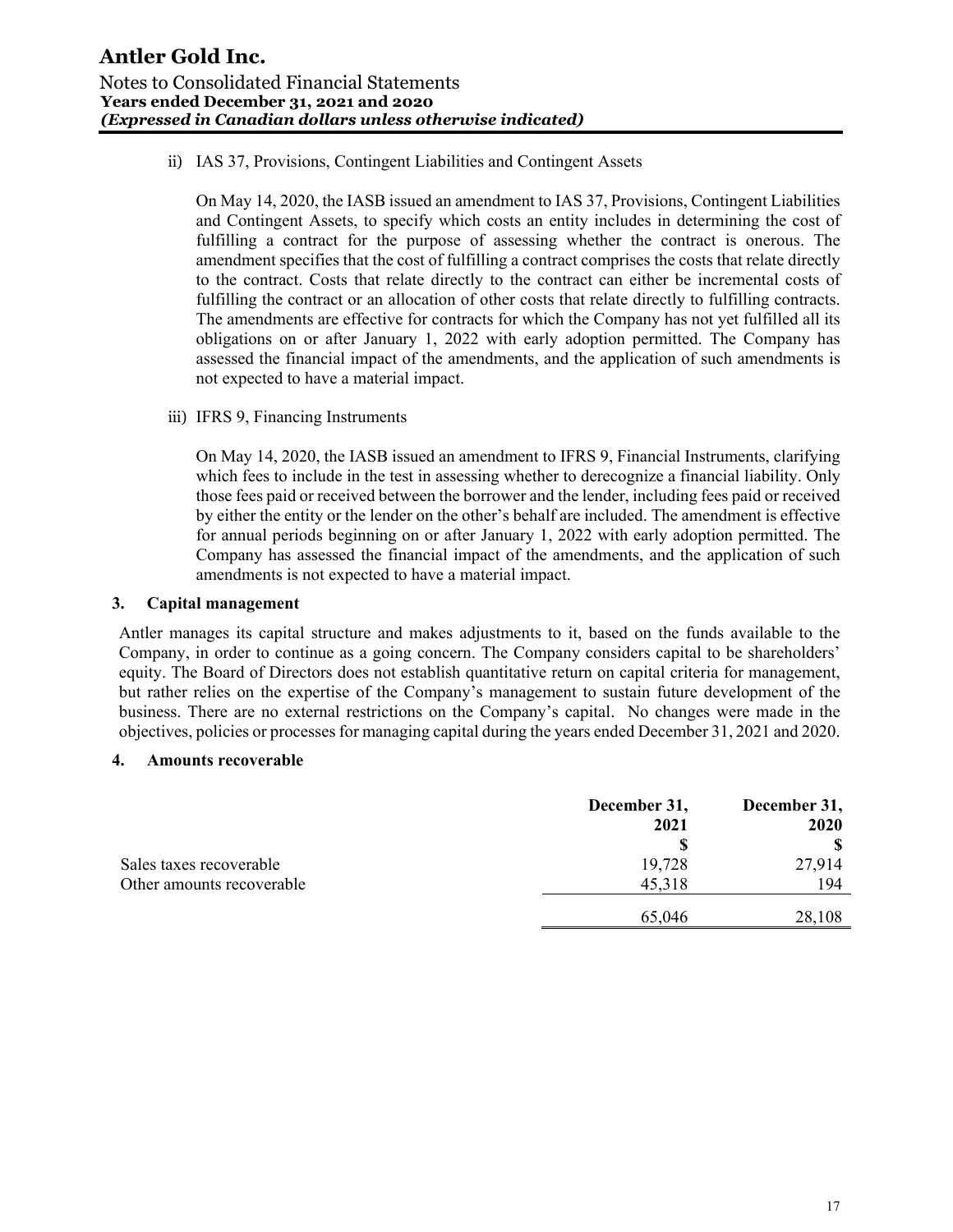ii) IAS 37, Provisions, Contingent Liabilities and Contingent Assets

On May 14, 2020, the IASB issued an amendment to IAS 37, Provisions, Contingent Liabilities and Contingent Assets, to specify which costs an entity includes in determining the cost of fulfilling a contract for the purpose of assessing whether the contract is onerous. The amendment specifies that the cost of fulfilling a contract comprises the costs that relate directly to the contract. Costs that relate directly to the contract can either be incremental costs of fulfilling the contract or an allocation of other costs that relate directly to fulfilling contracts. The amendments are effective for contracts for which the Company has not yet fulfilled all its obligations on or after January 1, 2022 with early adoption permitted. The Company has assessed the financial impact of the amendments, and the application of such amendments is not expected to have a material impact.

iii) IFRS 9, Financing Instruments

On May 14, 2020, the IASB issued an amendment to IFRS 9, Financial Instruments, clarifying which fees to include in the test in assessing whether to derecognize a financial liability. Only those fees paid or received between the borrower and the lender, including fees paid or received by either the entity or the lender on the other's behalf are included. The amendment is effective for annual periods beginning on or after January 1, 2022 with early adoption permitted. The Company has assessed the financial impact of the amendments, and the application of such amendments is not expected to have a material impact.

## 3. Capital management

Antler manages its capital structure and makes adjustments to it, based on the funds available to the Company, in order to continue as a going concern. The Company considers capital to be shareholders' equity. The Board of Directors does not establish quantitative return on capital criteria for management, but rather relies on the expertise of the Company's management to sustain future development of the business. There are no external restrictions on the Company's capital. No changes were made in the objectives, policies or processes for managing capital during the years ended December 31, 2021 and 2020.

## 4. Amounts recoverable

| | December 31, 2021 | December 31, 2020 |
|---|---|---|
| | $ | $ |
| Sales taxes recoverable | 19,728 | 27,914 |
| Other amounts recoverable | 45,318 | 194 |
| | 65,046 | 28,108 |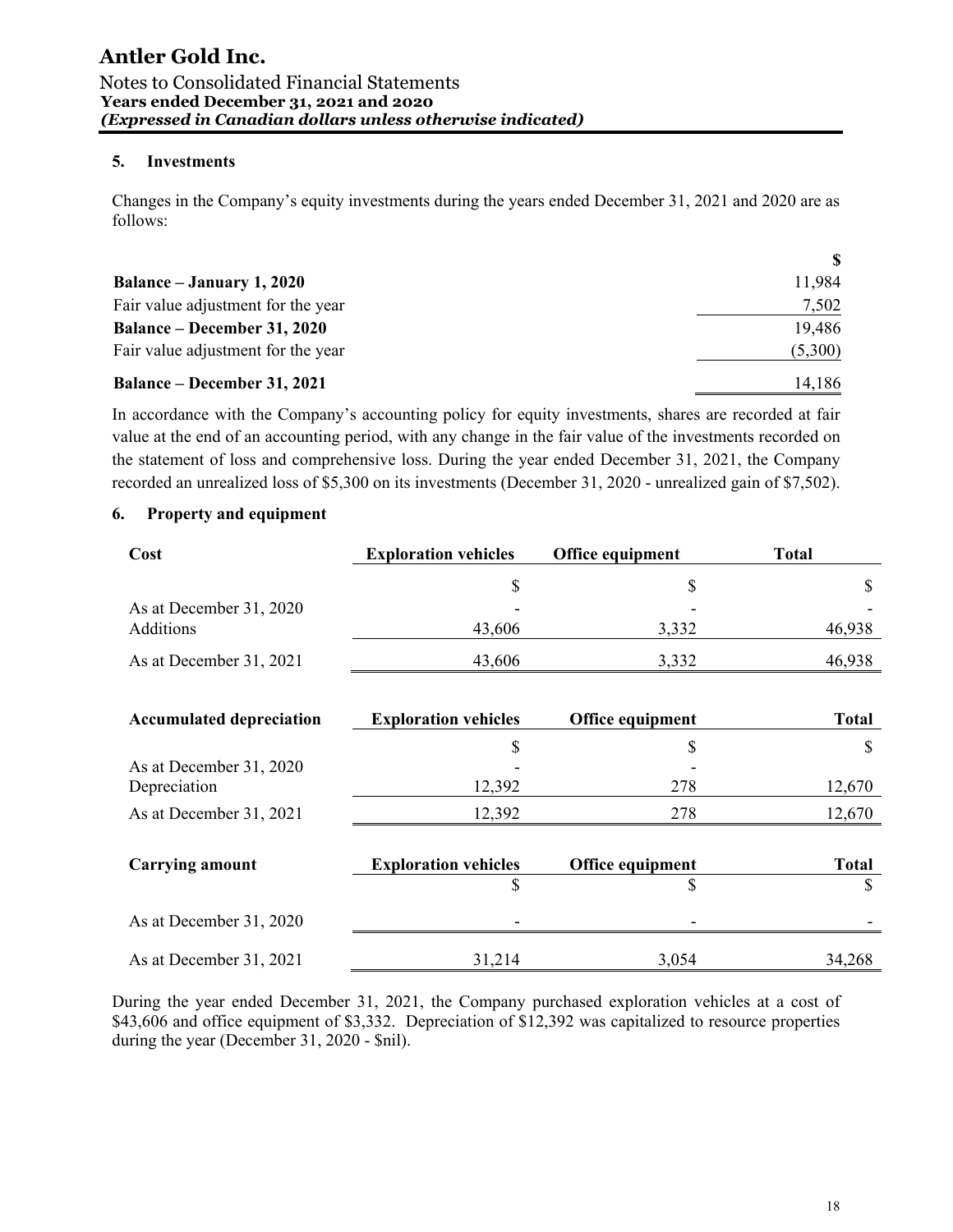## 5. Investments

Changes in the Company's equity investments during the years ended December 31, 2021 and 2020 are as follows:

| | $ |
|---|---|
| **Balance – January 1, 2020** | 11,984 |
| Fair value adjustment for the year | 7,502 |
| **Balance – December 31, 2020** | 19,486 |
| Fair value adjustment for the year | (5,300) |
| **Balance – December 31, 2021** | 14,186 |

In accordance with the Company's accounting policy for equity investments, shares are recorded at fair value at the end of an accounting period, with any change in the fair value of the investments recorded on the statement of loss and comprehensive loss. During the year ended December 31, 2021, the Company recorded an unrealized loss of $5,300 on its investments (December 31, 2020 - unrealized gain of $7,502).

## 6. Property and equipment

| Cost | Exploration vehicles | Office equipment | Total |
|---|---|---|---|
| | $ | $ | $ |
| As at December 31, 2020 | - | - | - |
| Additions | 43,606 | 3,332 | 46,938 |
| As at December 31, 2021 | 43,606 | 3,332 | 46,938 |

| Accumulated depreciation | Exploration vehicles | Office equipment | Total |
|---|---|---|---|
| | $ | $ | $ |
| As at December 31, 2020 | - | - | |
| Depreciation | 12,392 | 278 | 12,670 |
| As at December 31, 2021 | 12,392 | 278 | 12,670 |

| Carrying amount | Exploration vehicles | Office equipment | Total |
|---|---|---|---|
| | $ | $ | $ |
| As at December 31, 2020 | - | - | - |
| As at December 31, 2021 | 31,214 | 3,054 | 34,268 |

During the year ended December 31, 2021, the Company purchased exploration vehicles at a cost of $43,606 and office equipment of $3,332. Depreciation of $12,392 was capitalized to resource properties during the year (December 31, 2020 - $nil).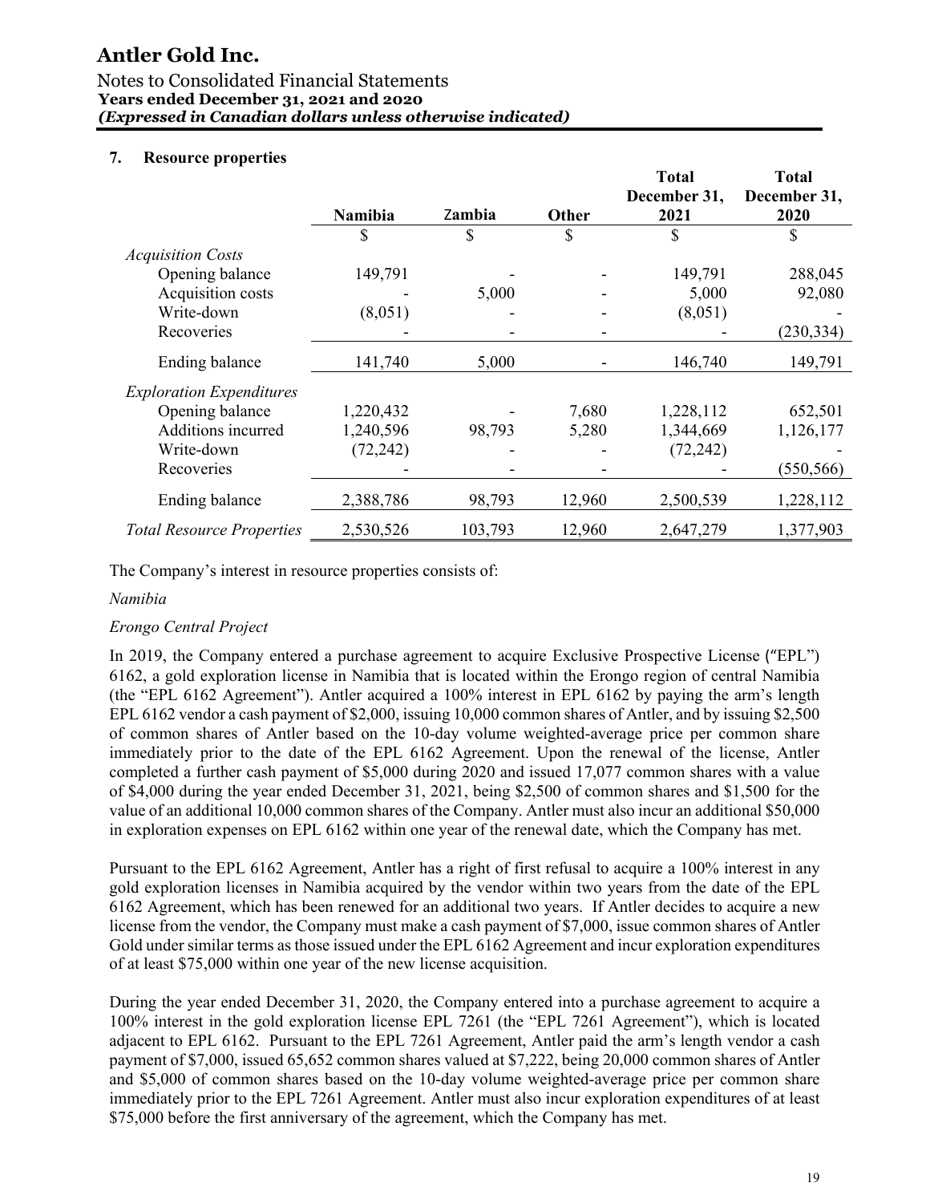## 7. Resource properties

| | Namibia | Zambia | Other | Total December 31, 2021 | Total December 31, 2020 |
|---|---|---|---|---|---|
| | $ | $ | $ | $ | $ |
| *Acquisition Costs* | | | | | |
| Opening balance | 149,791 | - | - | 149,791 | 288,045 |
| Acquisition costs | - | 5,000 | - | 5,000 | 92,080 |
| Write-down | (8,051) | - | - | (8,051) | - |
| Recoveries | - | - | - | - | (230,334) |
| Ending balance | 141,740 | 5,000 | - | 146,740 | 149,791 |
| *Exploration Expenditures* | | | | | |
| Opening balance | 1,220,432 | - | 7,680 | 1,228,112 | 652,501 |
| Additions incurred | 1,240,596 | 98,793 | 5,280 | 1,344,669 | 1,126,177 |
| Write-down | (72,242) | - | - | (72,242) | - |
| Recoveries | - | - | - | - | (550,566) |
| Ending balance | 2,388,786 | 98,793 | 12,960 | 2,500,539 | 1,228,112 |
| *Total Resource Properties* | 2,530,526 | 103,793 | 12,960 | 2,647,279 | 1,377,903 |

The Company's interest in resource properties consists of:

*Namibia*

*Erongo Central Project*

In 2019, the Company entered a purchase agreement to acquire Exclusive Prospective License ("EPL") 6162, a gold exploration license in Namibia that is located within the Erongo region of central Namibia (the "EPL 6162 Agreement"). Antler acquired a 100% interest in EPL 6162 by paying the arm's length EPL 6162 vendor a cash payment of $2,000, issuing 10,000 common shares of Antler, and by issuing $2,500 of common shares of Antler based on the 10-day volume weighted-average price per common share immediately prior to the date of the EPL 6162 Agreement. Upon the renewal of the license, Antler completed a further cash payment of $5,000 during 2020 and issued 17,077 common shares with a value of $4,000 during the year ended December 31, 2021, being $2,500 of common shares and $1,500 for the value of an additional 10,000 common shares of the Company. Antler must also incur an additional $50,000 in exploration expenses on EPL 6162 within one year of the renewal date, which the Company has met.

Pursuant to the EPL 6162 Agreement, Antler has a right of first refusal to acquire a 100% interest in any gold exploration licenses in Namibia acquired by the vendor within two years from the date of the EPL 6162 Agreement, which has been renewed for an additional two years. If Antler decides to acquire a new license from the vendor, the Company must make a cash payment of $7,000, issue common shares of Antler Gold under similar terms as those issued under the EPL 6162 Agreement and incur exploration expenditures of at least $75,000 within one year of the new license acquisition.

During the year ended December 31, 2020, the Company entered into a purchase agreement to acquire a 100% interest in the gold exploration license EPL 7261 (the "EPL 7261 Agreement"), which is located adjacent to EPL 6162. Pursuant to the EPL 7261 Agreement, Antler paid the arm's length vendor a cash payment of $7,000, issued 65,652 common shares valued at $7,222, being 20,000 common shares of Antler and $5,000 of common shares based on the 10-day volume weighted-average price per common share immediately prior to the EPL 7261 Agreement. Antler must also incur exploration expenditures of at least $75,000 before the first anniversary of the agreement, which the Company has met.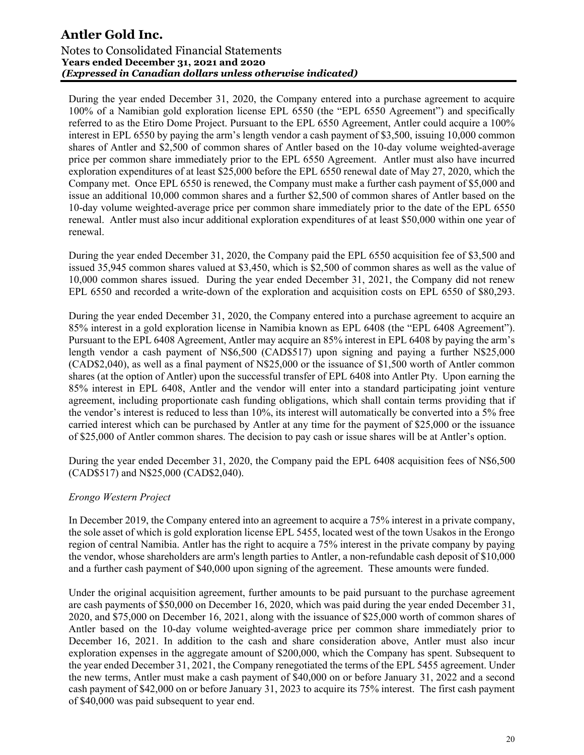During the year ended December 31, 2020, the Company entered into a purchase agreement to acquire 100% of a Namibian gold exploration license EPL 6550 (the "EPL 6550 Agreement") and specifically referred to as the Etiro Dome Project. Pursuant to the EPL 6550 Agreement, Antler could acquire a 100% interest in EPL 6550 by paying the arm's length vendor a cash payment of $3,500, issuing 10,000 common shares of Antler and $2,500 of common shares of Antler based on the 10-day volume weighted-average price per common share immediately prior to the EPL 6550 Agreement. Antler must also have incurred exploration expenditures of at least $25,000 before the EPL 6550 renewal date of May 27, 2020, which the Company met. Once EPL 6550 is renewed, the Company must make a further cash payment of $5,000 and issue an additional 10,000 common shares and a further $2,500 of common shares of Antler based on the 10-day volume weighted-average price per common share immediately prior to the date of the EPL 6550 renewal. Antler must also incur additional exploration expenditures of at least $50,000 within one year of renewal.

During the year ended December 31, 2020, the Company paid the EPL 6550 acquisition fee of $3,500 and issued 35,945 common shares valued at $3,450, which is $2,500 of common shares as well as the value of 10,000 common shares issued. During the year ended December 31, 2021, the Company did not renew EPL 6550 and recorded a write-down of the exploration and acquisition costs on EPL 6550 of $80,293.

During the year ended December 31, 2020, the Company entered into a purchase agreement to acquire an 85% interest in a gold exploration license in Namibia known as EPL 6408 (the "EPL 6408 Agreement"). Pursuant to the EPL 6408 Agreement, Antler may acquire an 85% interest in EPL 6408 by paying the arm's length vendor a cash payment of N$6,500 (CAD$517) upon signing and paying a further N$25,000 (CAD$2,040), as well as a final payment of N$25,000 or the issuance of $1,500 worth of Antler common shares (at the option of Antler) upon the successful transfer of EPL 6408 into Antler Pty. Upon earning the 85% interest in EPL 6408, Antler and the vendor will enter into a standard participating joint venture agreement, including proportionate cash funding obligations, which shall contain terms providing that if the vendor's interest is reduced to less than 10%, its interest will automatically be converted into a 5% free carried interest which can be purchased by Antler at any time for the payment of $25,000 or the issuance of $25,000 of Antler common shares. The decision to pay cash or issue shares will be at Antler's option.

During the year ended December 31, 2020, the Company paid the EPL 6408 acquisition fees of N$6,500 (CAD$517) and N$25,000 (CAD$2,040).

*Erongo Western Project*

In December 2019, the Company entered into an agreement to acquire a 75% interest in a private company, the sole asset of which is gold exploration license EPL 5455, located west of the town Usakos in the Erongo region of central Namibia. Antler has the right to acquire a 75% interest in the private company by paying the vendor, whose shareholders are arm's length parties to Antler, a non-refundable cash deposit of $10,000 and a further cash payment of $40,000 upon signing of the agreement. These amounts were funded.

Under the original acquisition agreement, further amounts to be paid pursuant to the purchase agreement are cash payments of $50,000 on December 16, 2020, which was paid during the year ended December 31, 2020, and $75,000 on December 16, 2021, along with the issuance of $25,000 worth of common shares of Antler based on the 10-day volume weighted-average price per common share immediately prior to December 16, 2021. In addition to the cash and share consideration above, Antler must also incur exploration expenses in the aggregate amount of $200,000, which the Company has spent. Subsequent to the year ended December 31, 2021, the Company renegotiated the terms of the EPL 5455 agreement. Under the new terms, Antler must make a cash payment of $40,000 on or before January 31, 2022 and a second cash payment of $42,000 on or before January 31, 2023 to acquire its 75% interest. The first cash payment of $40,000 was paid subsequent to year end.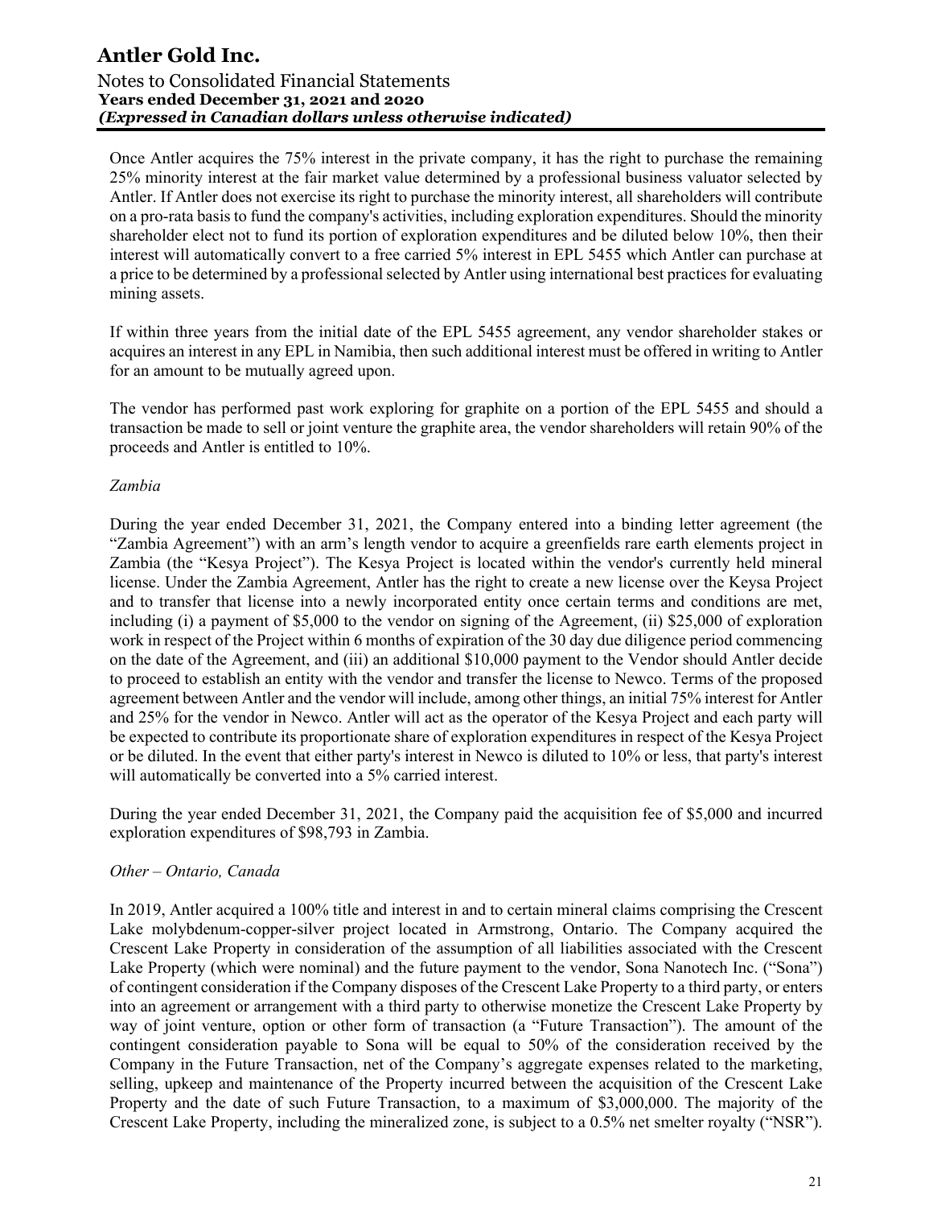Once Antler acquires the 75% interest in the private company, it has the right to purchase the remaining 25% minority interest at the fair market value determined by a professional business valuator selected by Antler. If Antler does not exercise its right to purchase the minority interest, all shareholders will contribute on a pro-rata basis to fund the company's activities, including exploration expenditures. Should the minority shareholder elect not to fund its portion of exploration expenditures and be diluted below 10%, then their interest will automatically convert to a free carried 5% interest in EPL 5455 which Antler can purchase at a price to be determined by a professional selected by Antler using international best practices for evaluating mining assets.

If within three years from the initial date of the EPL 5455 agreement, any vendor shareholder stakes or acquires an interest in any EPL in Namibia, then such additional interest must be offered in writing to Antler for an amount to be mutually agreed upon.

The vendor has performed past work exploring for graphite on a portion of the EPL 5455 and should a transaction be made to sell or joint venture the graphite area, the vendor shareholders will retain 90% of the proceeds and Antler is entitled to 10%.

*Zambia*

During the year ended December 31, 2021, the Company entered into a binding letter agreement (the "Zambia Agreement") with an arm's length vendor to acquire a greenfields rare earth elements project in Zambia (the "Kesya Project"). The Kesya Project is located within the vendor's currently held mineral license. Under the Zambia Agreement, Antler has the right to create a new license over the Keysa Project and to transfer that license into a newly incorporated entity once certain terms and conditions are met, including (i) a payment of $5,000 to the vendor on signing of the Agreement, (ii) $25,000 of exploration work in respect of the Project within 6 months of expiration of the 30 day due diligence period commencing on the date of the Agreement, and (iii) an additional $10,000 payment to the Vendor should Antler decide to proceed to establish an entity with the vendor and transfer the license to Newco. Terms of the proposed agreement between Antler and the vendor will include, among other things, an initial 75% interest for Antler and 25% for the vendor in Newco. Antler will act as the operator of the Kesya Project and each party will be expected to contribute its proportionate share of exploration expenditures in respect of the Kesya Project or be diluted. In the event that either party's interest in Newco is diluted to 10% or less, that party's interest will automatically be converted into a 5% carried interest.

During the year ended December 31, 2021, the Company paid the acquisition fee of $5,000 and incurred exploration expenditures of $98,793 in Zambia.

*Other – Ontario, Canada*

In 2019, Antler acquired a 100% title and interest in and to certain mineral claims comprising the Crescent Lake molybdenum-copper-silver project located in Armstrong, Ontario. The Company acquired the Crescent Lake Property in consideration of the assumption of all liabilities associated with the Crescent Lake Property (which were nominal) and the future payment to the vendor, Sona Nanotech Inc. ("Sona") of contingent consideration if the Company disposes of the Crescent Lake Property to a third party, or enters into an agreement or arrangement with a third party to otherwise monetize the Crescent Lake Property by way of joint venture, option or other form of transaction (a "Future Transaction"). The amount of the contingent consideration payable to Sona will be equal to 50% of the consideration received by the Company in the Future Transaction, net of the Company's aggregate expenses related to the marketing, selling, upkeep and maintenance of the Property incurred between the acquisition of the Crescent Lake Property and the date of such Future Transaction, to a maximum of $3,000,000. The majority of the Crescent Lake Property, including the mineralized zone, is subject to a 0.5% net smelter royalty ("NSR").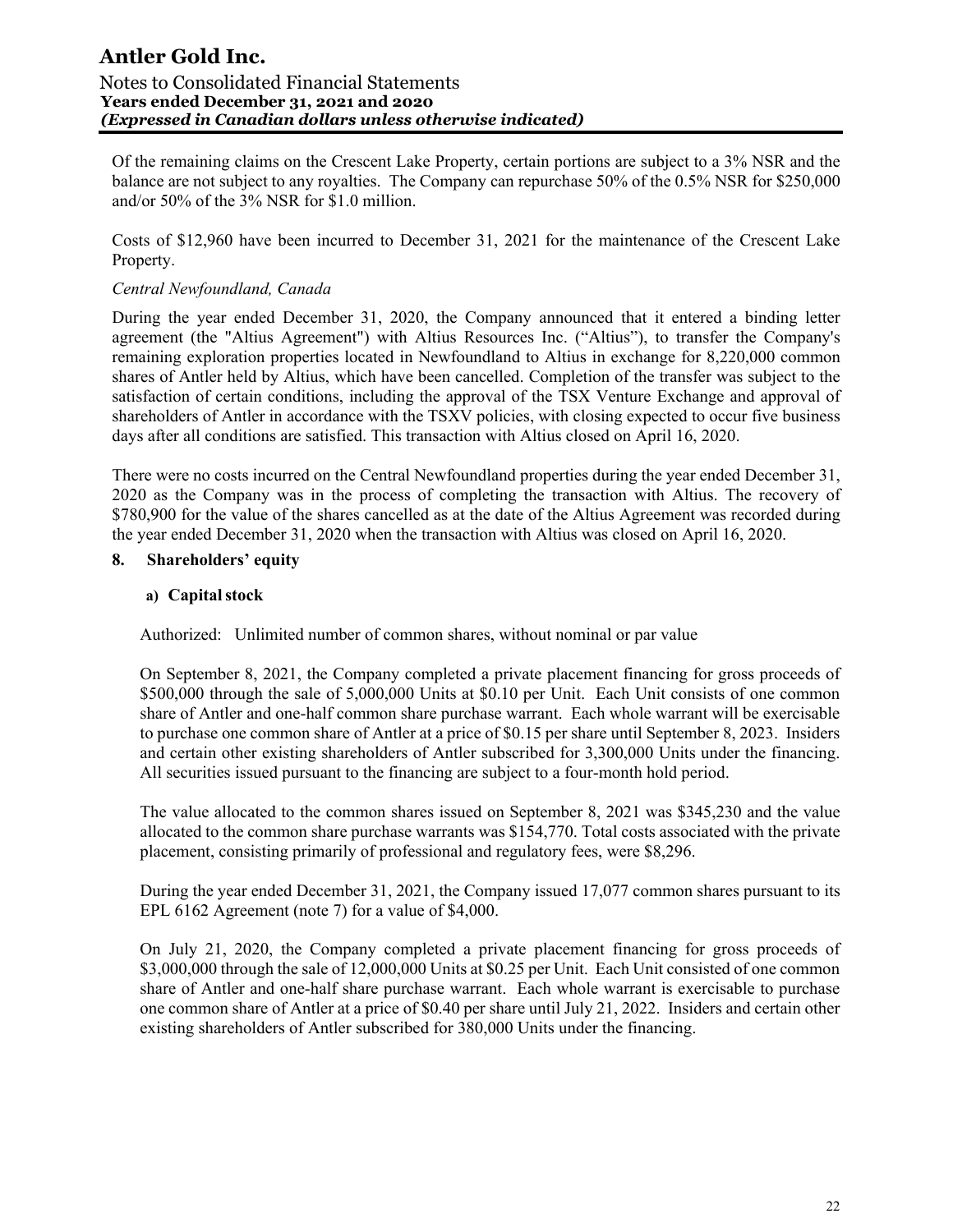Of the remaining claims on the Crescent Lake Property, certain portions are subject to a 3% NSR and the balance are not subject to any royalties. The Company can repurchase 50% of the 0.5% NSR for $250,000 and/or 50% of the 3% NSR for $1.0 million.

Costs of $12,960 have been incurred to December 31, 2021 for the maintenance of the Crescent Lake Property.

*Central Newfoundland, Canada*

During the year ended December 31, 2020, the Company announced that it entered a binding letter agreement (the "Altius Agreement") with Altius Resources Inc. ("Altius"), to transfer the Company's remaining exploration properties located in Newfoundland to Altius in exchange for 8,220,000 common shares of Antler held by Altius, which have been cancelled. Completion of the transfer was subject to the satisfaction of certain conditions, including the approval of the TSX Venture Exchange and approval of shareholders of Antler in accordance with the TSXV policies, with closing expected to occur five business days after all conditions are satisfied. This transaction with Altius closed on April 16, 2020.

There were no costs incurred on the Central Newfoundland properties during the year ended December 31, 2020 as the Company was in the process of completing the transaction with Altius. The recovery of $780,900 for the value of the shares cancelled as at the date of the Altius Agreement was recorded during the year ended December 31, 2020 when the transaction with Altius was closed on April 16, 2020.

## 8. Shareholders' equity

### a) Capital stock

Authorized: Unlimited number of common shares, without nominal or par value

On September 8, 2021, the Company completed a private placement financing for gross proceeds of $500,000 through the sale of 5,000,000 Units at $0.10 per Unit. Each Unit consists of one common share of Antler and one-half common share purchase warrant. Each whole warrant will be exercisable to purchase one common share of Antler at a price of $0.15 per share until September 8, 2023. Insiders and certain other existing shareholders of Antler subscribed for 3,300,000 Units under the financing. All securities issued pursuant to the financing are subject to a four-month hold period.

The value allocated to the common shares issued on September 8, 2021 was $345,230 and the value allocated to the common share purchase warrants was $154,770. Total costs associated with the private placement, consisting primarily of professional and regulatory fees, were $8,296.

During the year ended December 31, 2021, the Company issued 17,077 common shares pursuant to its EPL 6162 Agreement (note 7) for a value of $4,000.

On July 21, 2020, the Company completed a private placement financing for gross proceeds of $3,000,000 through the sale of 12,000,000 Units at $0.25 per Unit. Each Unit consisted of one common share of Antler and one-half share purchase warrant. Each whole warrant is exercisable to purchase one common share of Antler at a price of $0.40 per share until July 21, 2022. Insiders and certain other existing shareholders of Antler subscribed for 380,000 Units under the financing.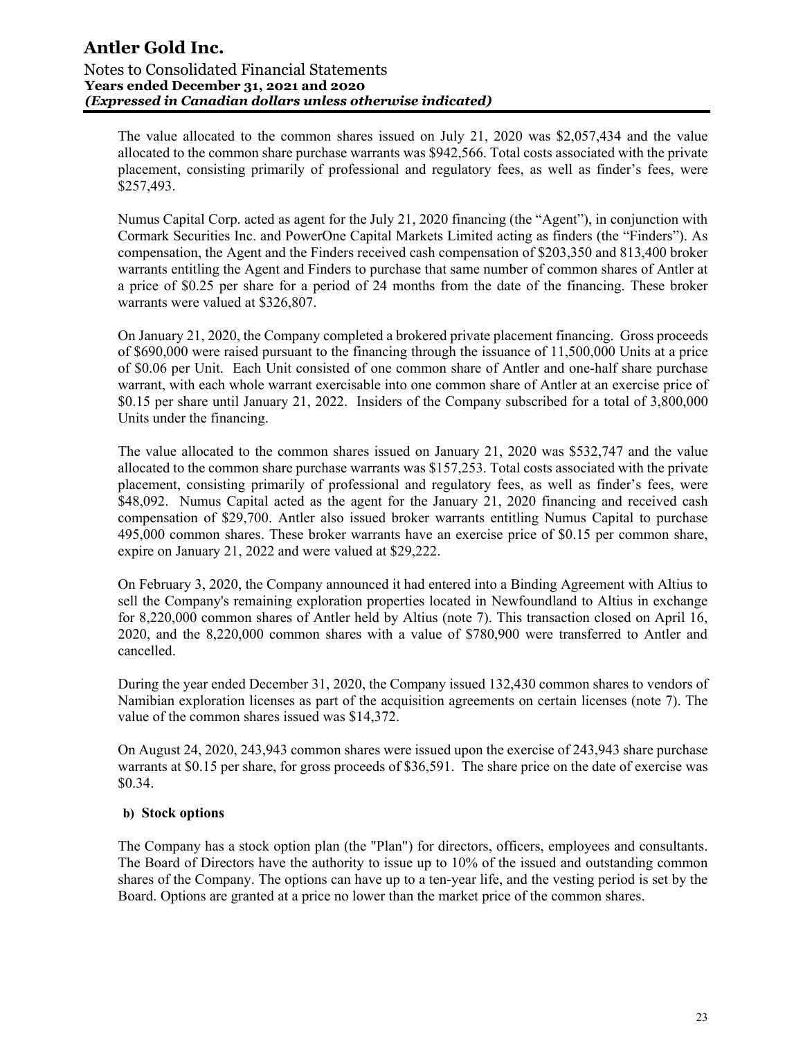The value allocated to the common shares issued on July 21, 2020 was $2,057,434 and the value allocated to the common share purchase warrants was $942,566. Total costs associated with the private placement, consisting primarily of professional and regulatory fees, as well as finder's fees, were $257,493.

Numus Capital Corp. acted as agent for the July 21, 2020 financing (the "Agent"), in conjunction with Cormark Securities Inc. and PowerOne Capital Markets Limited acting as finders (the "Finders"). As compensation, the Agent and the Finders received cash compensation of $203,350 and 813,400 broker warrants entitling the Agent and Finders to purchase that same number of common shares of Antler at a price of $0.25 per share for a period of 24 months from the date of the financing. These broker warrants were valued at $326,807.

On January 21, 2020, the Company completed a brokered private placement financing. Gross proceeds of $690,000 were raised pursuant to the financing through the issuance of 11,500,000 Units at a price of $0.06 per Unit. Each Unit consisted of one common share of Antler and one-half share purchase warrant, with each whole warrant exercisable into one common share of Antler at an exercise price of $0.15 per share until January 21, 2022. Insiders of the Company subscribed for a total of 3,800,000 Units under the financing.

The value allocated to the common shares issued on January 21, 2020 was $532,747 and the value allocated to the common share purchase warrants was $157,253. Total costs associated with the private placement, consisting primarily of professional and regulatory fees, as well as finder's fees, were $48,092. Numus Capital acted as the agent for the January 21, 2020 financing and received cash compensation of $29,700. Antler also issued broker warrants entitling Numus Capital to purchase 495,000 common shares. These broker warrants have an exercise price of $0.15 per common share, expire on January 21, 2022 and were valued at $29,222.

On February 3, 2020, the Company announced it had entered into a Binding Agreement with Altius to sell the Company's remaining exploration properties located in Newfoundland to Altius in exchange for 8,220,000 common shares of Antler held by Altius (note 7). This transaction closed on April 16, 2020, and the 8,220,000 common shares with a value of $780,900 were transferred to Antler and cancelled.

During the year ended December 31, 2020, the Company issued 132,430 common shares to vendors of Namibian exploration licenses as part of the acquisition agreements on certain licenses (note 7). The value of the common shares issued was $14,372.

On August 24, 2020, 243,943 common shares were issued upon the exercise of 243,943 share purchase warrants at $0.15 per share, for gross proceeds of $36,591. The share price on the date of exercise was $0.34.

**b) Stock options**

The Company has a stock option plan (the "Plan") for directors, officers, employees and consultants. The Board of Directors have the authority to issue up to 10% of the issued and outstanding common shares of the Company. The options can have up to a ten-year life, and the vesting period is set by the Board. Options are granted at a price no lower than the market price of the common shares.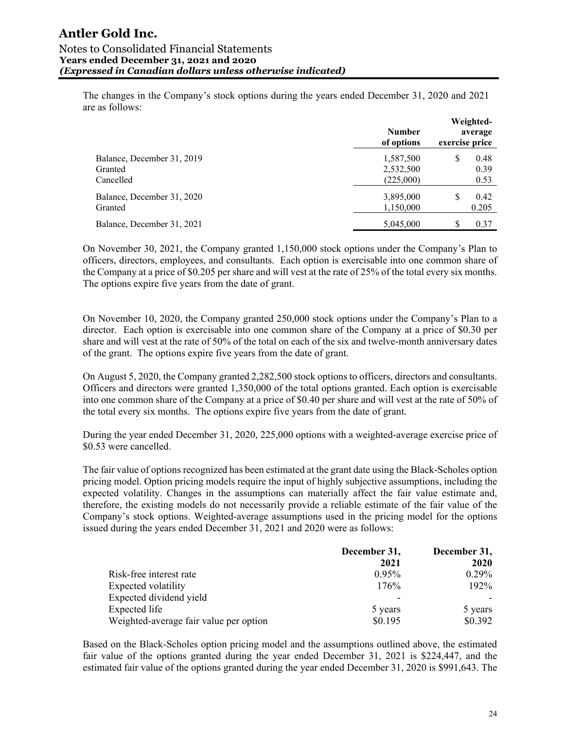The changes in the Company's stock options during the years ended December 31, 2020 and 2021 are as follows:

| | Number of options | Weighted-average exercise price |
|---|---|---|
| Balance, December 31, 2019 | 1,587,500 | $ 0.48 |
| Granted | 2,532,500 | 0.39 |
| Cancelled | (225,000) | 0.53 |
| Balance, December 31, 2020 | 3,895,000 | $ 0.42 |
| Granted | 1,150,000 | 0.205 |
| Balance, December 31, 2021 | 5,045,000 | $ 0.37 |

On November 30, 2021, the Company granted 1,150,000 stock options under the Company's Plan to officers, directors, employees, and consultants. Each option is exercisable into one common share of the Company at a price of $0.205 per share and will vest at the rate of 25% of the total every six months. The options expire five years from the date of grant.

On November 10, 2020, the Company granted 250,000 stock options under the Company's Plan to a director. Each option is exercisable into one common share of the Company at a price of $0.30 per share and will vest at the rate of 50% of the total on each of the six and twelve-month anniversary dates of the grant. The options expire five years from the date of grant.

On August 5, 2020, the Company granted 2,282,500 stock options to officers, directors and consultants. Officers and directors were granted 1,350,000 of the total options granted. Each option is exercisable into one common share of the Company at a price of $0.40 per share and will vest at the rate of 50% of the total every six months. The options expire five years from the date of grant.

During the year ended December 31, 2020, 225,000 options with a weighted-average exercise price of $0.53 were cancelled.

The fair value of options recognized has been estimated at the grant date using the Black-Scholes option pricing model. Option pricing models require the input of highly subjective assumptions, including the expected volatility. Changes in the assumptions can materially affect the fair value estimate and, therefore, the existing models do not necessarily provide a reliable estimate of the fair value of the Company's stock options. Weighted-average assumptions used in the pricing model for the options issued during the years ended December 31, 2021 and 2020 were as follows:

| | December 31, 2021 | December 31, 2020 |
|---|---|---|
| Risk-free interest rate | 0.95% | 0.29% |
| Expected volatility | 176% | 192% |
| Expected dividend yield | - | - |
| Expected life | 5 years | 5 years |
| Weighted-average fair value per option | $0.195 | $0.392 |

Based on the Black-Scholes option pricing model and the assumptions outlined above, the estimated fair value of the options granted during the year ended December 31, 2021 is $224,447, and the estimated fair value of the options granted during the year ended December 31, 2020 is $991,643. The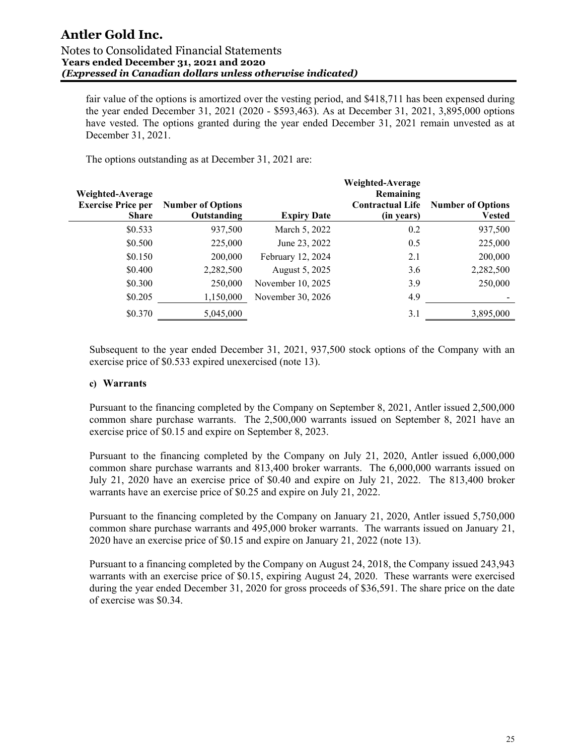fair value of the options is amortized over the vesting period, and $418,711 has been expensed during the year ended December 31, 2021 (2020 - $593,463). As at December 31, 2021, 3,895,000 options have vested. The options granted during the year ended December 31, 2021 remain unvested as at December 31, 2021.

The options outstanding as at December 31, 2021 are:

| Weighted-Average Exercise Price per Share | Number of Options Outstanding | Expiry Date | Weighted-Average Remaining Contractual Life (in years) | Number of Options Vested |
|---|---|---|---|---|
| $0.533 | 937,500 | March 5, 2022 | 0.2 | 937,500 |
| $0.500 | 225,000 | June 23, 2022 | 0.5 | 225,000 |
| $0.150 | 200,000 | February 12, 2024 | 2.1 | 200,000 |
| $0.400 | 2,282,500 | August 5, 2025 | 3.6 | 2,282,500 |
| $0.300 | 250,000 | November 10, 2025 | 3.9 | 250,000 |
| $0.205 | 1,150,000 | November 30, 2026 | 4.9 | - |
| $0.370 | 5,045,000 | | 3.1 | 3,895,000 |

Subsequent to the year ended December 31, 2021, 937,500 stock options of the Company with an exercise price of $0.533 expired unexercised (note 13).

**c) Warrants**

Pursuant to the financing completed by the Company on September 8, 2021, Antler issued 2,500,000 common share purchase warrants. The 2,500,000 warrants issued on September 8, 2021 have an exercise price of $0.15 and expire on September 8, 2023.

Pursuant to the financing completed by the Company on July 21, 2020, Antler issued 6,000,000 common share purchase warrants and 813,400 broker warrants. The 6,000,000 warrants issued on July 21, 2020 have an exercise price of $0.40 and expire on July 21, 2022. The 813,400 broker warrants have an exercise price of $0.25 and expire on July 21, 2022.

Pursuant to the financing completed by the Company on January 21, 2020, Antler issued 5,750,000 common share purchase warrants and 495,000 broker warrants. The warrants issued on January 21, 2020 have an exercise price of $0.15 and expire on January 21, 2022 (note 13).

Pursuant to a financing completed by the Company on August 24, 2018, the Company issued 243,943 warrants with an exercise price of $0.15, expiring August 24, 2020. These warrants were exercised during the year ended December 31, 2020 for gross proceeds of $36,591. The share price on the date of exercise was $0.34.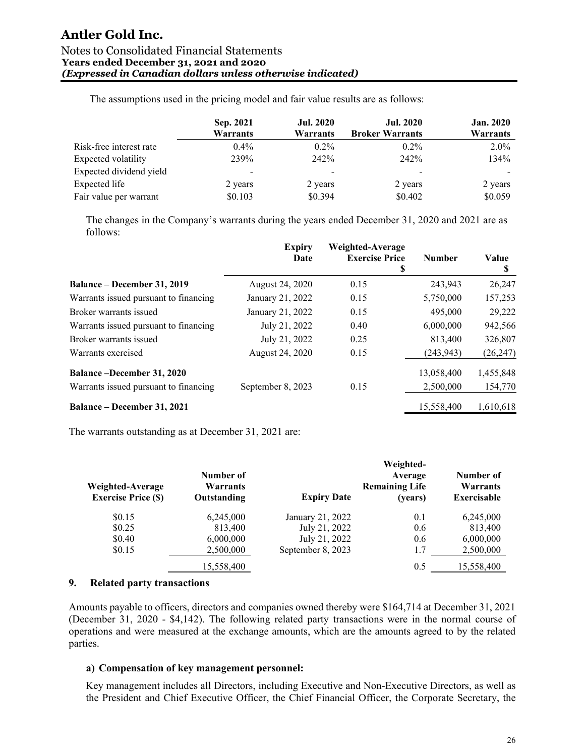The assumptions used in the pricing model and fair value results are as follows:

| | Sep. 2021 Warrants | Jul. 2020 Warrants | Jul. 2020 Broker Warrants | Jan. 2020 Warrants |
|---|---|---|---|---|
| Risk-free interest rate | 0.4% | 0.2% | 0.2% | 2.0% |
| Expected volatility | 239% | 242% | 242% | 134% |
| Expected dividend yield | - | - | - | - |
| Expected life | 2 years | 2 years | 2 years | 2 years |
| Fair value per warrant | $0.103 | $0.394 | $0.402 | $0.059 |

The changes in the Company's warrants during the years ended December 31, 2020 and 2021 are as follows:

| | Expiry Date | Weighted-Average Exercise Price $ | Number | Value $ |
|---|---|---|---|---|
| **Balance – December 31, 2019** | August 24, 2020 | 0.15 | 243,943 | 26,247 |
| Warrants issued pursuant to financing | January 21, 2022 | 0.15 | 5,750,000 | 157,253 |
| Broker warrants issued | January 21, 2022 | 0.15 | 495,000 | 29,222 |
| Warrants issued pursuant to financing | July 21, 2022 | 0.40 | 6,000,000 | 942,566 |
| Broker warrants issued | July 21, 2022 | 0.25 | 813,400 | 326,807 |
| Warrants exercised | August 24, 2020 | 0.15 | (243,943) | (26,247) |
| **Balance –December 31, 2020** | | | 13,058,400 | 1,455,848 |
| Warrants issued pursuant to financing | September 8, 2023 | 0.15 | 2,500,000 | 154,770 |
| **Balance – December 31, 2021** | | | 15,558,400 | 1,610,618 |

The warrants outstanding as at December 31, 2021 are:

| Weighted-Average Exercise Price ($) | Number of Warrants Outstanding | Expiry Date | Weighted-Average Remaining Life (years) | Number of Warrants Exercisable |
|---|---|---|---|---|
| $0.15 | 6,245,000 | January 21, 2022 | 0.1 | 6,245,000 |
| $0.25 | 813,400 | July 21, 2022 | 0.6 | 813,400 |
| $0.40 | 6,000,000 | July 21, 2022 | 0.6 | 6,000,000 |
| $0.15 | 2,500,000 | September 8, 2023 | 1.7 | 2,500,000 |
| | 15,558,400 | | 0.5 | 15,558,400 |

## 9. Related party transactions

Amounts payable to officers, directors and companies owned thereby were $164,714 at December 31, 2021 (December 31, 2020 - $4,142). The following related party transactions were in the normal course of operations and were measured at the exchange amounts, which are the amounts agreed to by the related parties.

### a) Compensation of key management personnel:

Key management includes all Directors, including Executive and Non-Executive Directors, as well as the President and Chief Executive Officer, the Chief Financial Officer, the Corporate Secretary, the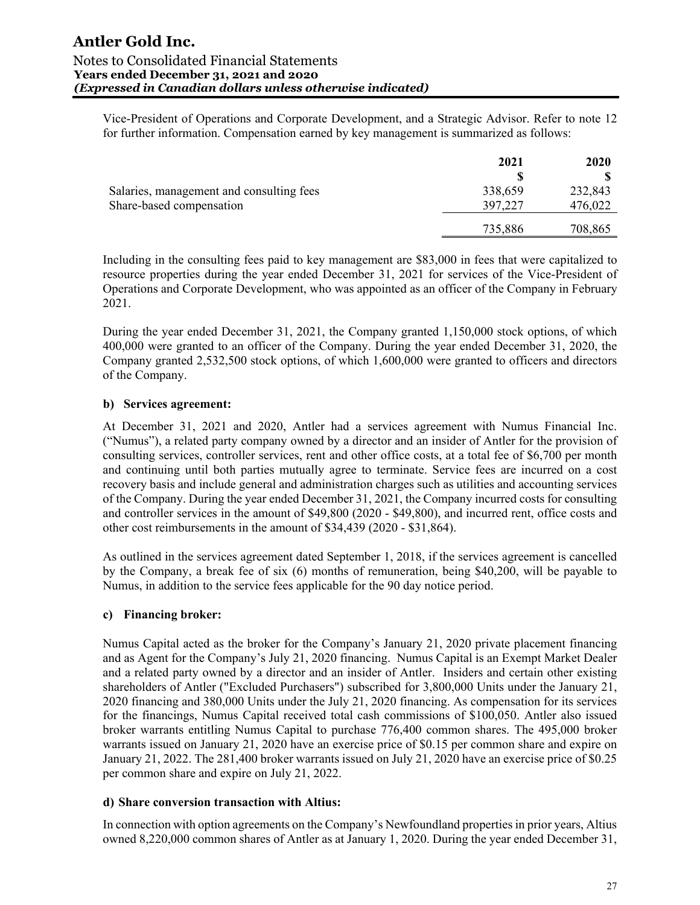Vice-President of Operations and Corporate Development, and a Strategic Advisor. Refer to note 12 for further information. Compensation earned by key management is summarized as follows:

| | 2021 | 2020 |
|---|---|---|
| | $ | $ |
| Salaries, management and consulting fees | 338,659 | 232,843 |
| Share-based compensation | 397,227 | 476,022 |
| | 735,886 | 708,865 |

Including in the consulting fees paid to key management are $83,000 in fees that were capitalized to resource properties during the year ended December 31, 2021 for services of the Vice-President of Operations and Corporate Development, who was appointed as an officer of the Company in February 2021.

During the year ended December 31, 2021, the Company granted 1,150,000 stock options, of which 400,000 were granted to an officer of the Company. During the year ended December 31, 2020, the Company granted 2,532,500 stock options, of which 1,600,000 were granted to officers and directors of the Company.

**b) Services agreement:**

At December 31, 2021 and 2020, Antler had a services agreement with Numus Financial Inc. ("Numus"), a related party company owned by a director and an insider of Antler for the provision of consulting services, controller services, rent and other office costs, at a total fee of $6,700 per month and continuing until both parties mutually agree to terminate. Service fees are incurred on a cost recovery basis and include general and administration charges such as utilities and accounting services of the Company. During the year ended December 31, 2021, the Company incurred costs for consulting and controller services in the amount of $49,800 (2020 - $49,800), and incurred rent, office costs and other cost reimbursements in the amount of $34,439 (2020 - $31,864).

As outlined in the services agreement dated September 1, 2018, if the services agreement is cancelled by the Company, a break fee of six (6) months of remuneration, being $40,200, will be payable to Numus, in addition to the service fees applicable for the 90 day notice period.

**c) Financing broker:**

Numus Capital acted as the broker for the Company's January 21, 2020 private placement financing and as Agent for the Company's July 21, 2020 financing. Numus Capital is an Exempt Market Dealer and a related party owned by a director and an insider of Antler. Insiders and certain other existing shareholders of Antler ("Excluded Purchasers") subscribed for 3,800,000 Units under the January 21, 2020 financing and 380,000 Units under the July 21, 2020 financing. As compensation for its services for the financings, Numus Capital received total cash commissions of $100,050. Antler also issued broker warrants entitling Numus Capital to purchase 776,400 common shares. The 495,000 broker warrants issued on January 21, 2020 have an exercise price of $0.15 per common share and expire on January 21, 2022. The 281,400 broker warrants issued on July 21, 2020 have an exercise price of $0.25 per common share and expire on July 21, 2022.

**d) Share conversion transaction with Altius:**

In connection with option agreements on the Company's Newfoundland properties in prior years, Altius owned 8,220,000 common shares of Antler as at January 1, 2020. During the year ended December 31,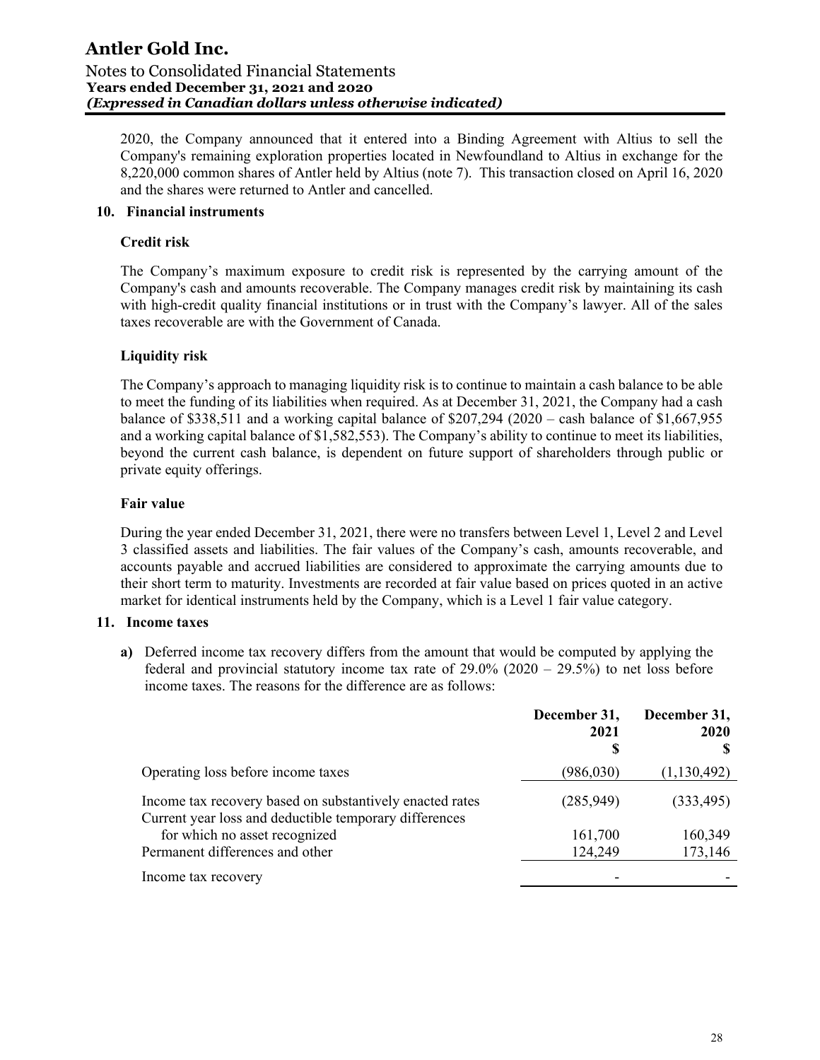2020, the Company announced that it entered into a Binding Agreement with Altius to sell the Company's remaining exploration properties located in Newfoundland to Altius in exchange for the 8,220,000 common shares of Antler held by Altius (note 7). This transaction closed on April 16, 2020 and the shares were returned to Antler and cancelled.

## 10. Financial instruments

### Credit risk

The Company's maximum exposure to credit risk is represented by the carrying amount of the Company's cash and amounts recoverable. The Company manages credit risk by maintaining its cash with high-credit quality financial institutions or in trust with the Company's lawyer. All of the sales taxes recoverable are with the Government of Canada.

### Liquidity risk

The Company's approach to managing liquidity risk is to continue to maintain a cash balance to be able to meet the funding of its liabilities when required. As at December 31, 2021, the Company had a cash balance of $338,511 and a working capital balance of $207,294 (2020 – cash balance of $1,667,955 and a working capital balance of $1,582,553). The Company's ability to continue to meet its liabilities, beyond the current cash balance, is dependent on future support of shareholders through public or private equity offerings.

### Fair value

During the year ended December 31, 2021, there were no transfers between Level 1, Level 2 and Level 3 classified assets and liabilities. The fair values of the Company's cash, amounts recoverable, and accounts payable and accrued liabilities are considered to approximate the carrying amounts due to their short term to maturity. Investments are recorded at fair value based on prices quoted in an active market for identical instruments held by the Company, which is a Level 1 fair value category.

## 11. Income taxes

**a)** Deferred income tax recovery differs from the amount that would be computed by applying the federal and provincial statutory income tax rate of 29.0% (2020 – 29.5%) to net loss before income taxes. The reasons for the difference are as follows:

| | December 31, 2021 $ | December 31, 2020 $ |
|---|---|---|
| Operating loss before income taxes | (986,030) | (1,130,492) |
| Income tax recovery based on substantively enacted rates | (285,949) | (333,495) |
| Current year loss and deductible temporary differences for which no asset recognized | 161,700 | 160,349 |
| Permanent differences and other | 124,249 | 173,146 |
| Income tax recovery | - | - |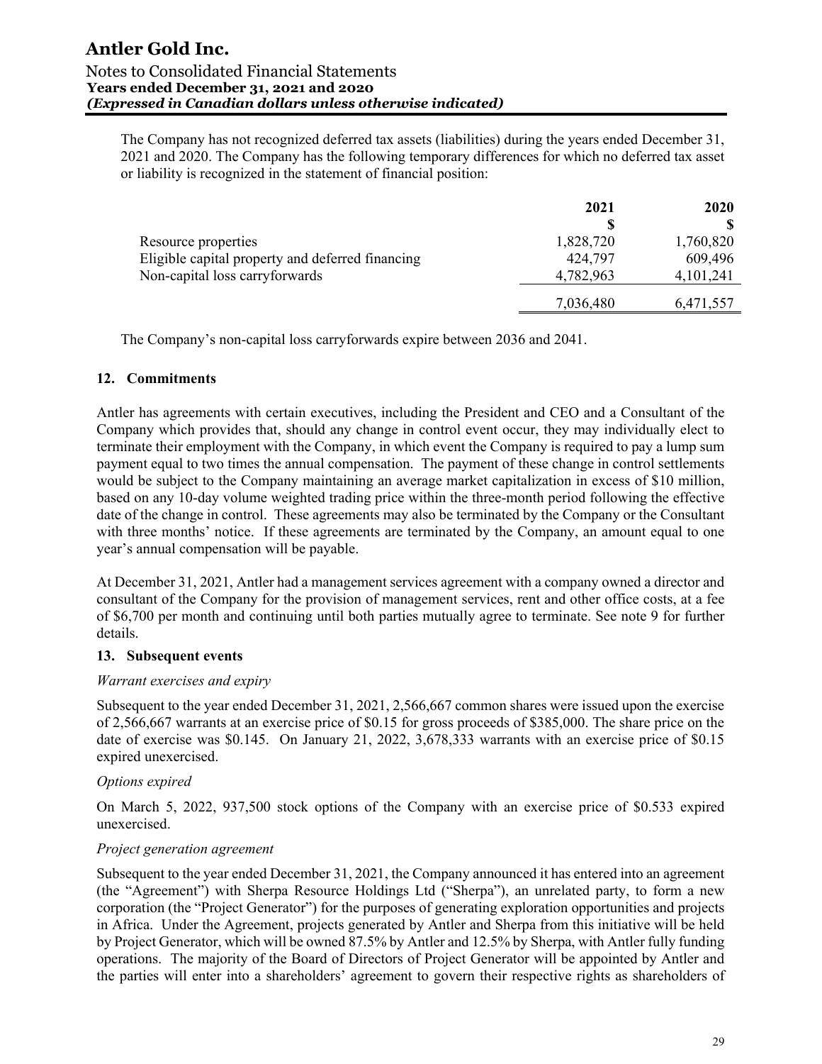The Company has not recognized deferred tax assets (liabilities) during the years ended December 31, 2021 and 2020. The Company has the following temporary differences for which no deferred tax asset or liability is recognized in the statement of financial position:

| | 2021 | 2020 |
|---|---|---|
| | $ | $ |
| Resource properties | 1,828,720 | 1,760,820 |
| Eligible capital property and deferred financing | 424,797 | 609,496 |
| Non-capital loss carryforwards | 4,782,963 | 4,101,241 |
| | 7,036,480 | 6,471,557 |

The Company's non-capital loss carryforwards expire between 2036 and 2041.

## 12. Commitments

Antler has agreements with certain executives, including the President and CEO and a Consultant of the Company which provides that, should any change in control event occur, they may individually elect to terminate their employment with the Company, in which event the Company is required to pay a lump sum payment equal to two times the annual compensation. The payment of these change in control settlements would be subject to the Company maintaining an average market capitalization in excess of $10 million, based on any 10-day volume weighted trading price within the three-month period following the effective date of the change in control. These agreements may also be terminated by the Company or the Consultant with three months' notice. If these agreements are terminated by the Company, an amount equal to one year's annual compensation will be payable.

At December 31, 2021, Antler had a management services agreement with a company owned a director and consultant of the Company for the provision of management services, rent and other office costs, at a fee of $6,700 per month and continuing until both parties mutually agree to terminate. See note 9 for further details.

## 13. Subsequent events

*Warrant exercises and expiry*

Subsequent to the year ended December 31, 2021, 2,566,667 common shares were issued upon the exercise of 2,566,667 warrants at an exercise price of $0.15 for gross proceeds of $385,000. The share price on the date of exercise was $0.145. On January 21, 2022, 3,678,333 warrants with an exercise price of $0.15 expired unexercised.

*Options expired*

On March 5, 2022, 937,500 stock options of the Company with an exercise price of $0.533 expired unexercised.

*Project generation agreement*

Subsequent to the year ended December 31, 2021, the Company announced it has entered into an agreement (the "Agreement") with Sherpa Resource Holdings Ltd ("Sherpa"), an unrelated party, to form a new corporation (the "Project Generator") for the purposes of generating exploration opportunities and projects in Africa. Under the Agreement, projects generated by Antler and Sherpa from this initiative will be held by Project Generator, which will be owned 87.5% by Antler and 12.5% by Sherpa, with Antler fully funding operations. The majority of the Board of Directors of Project Generator will be appointed by Antler and the parties will enter into a shareholders' agreement to govern their respective rights as shareholders of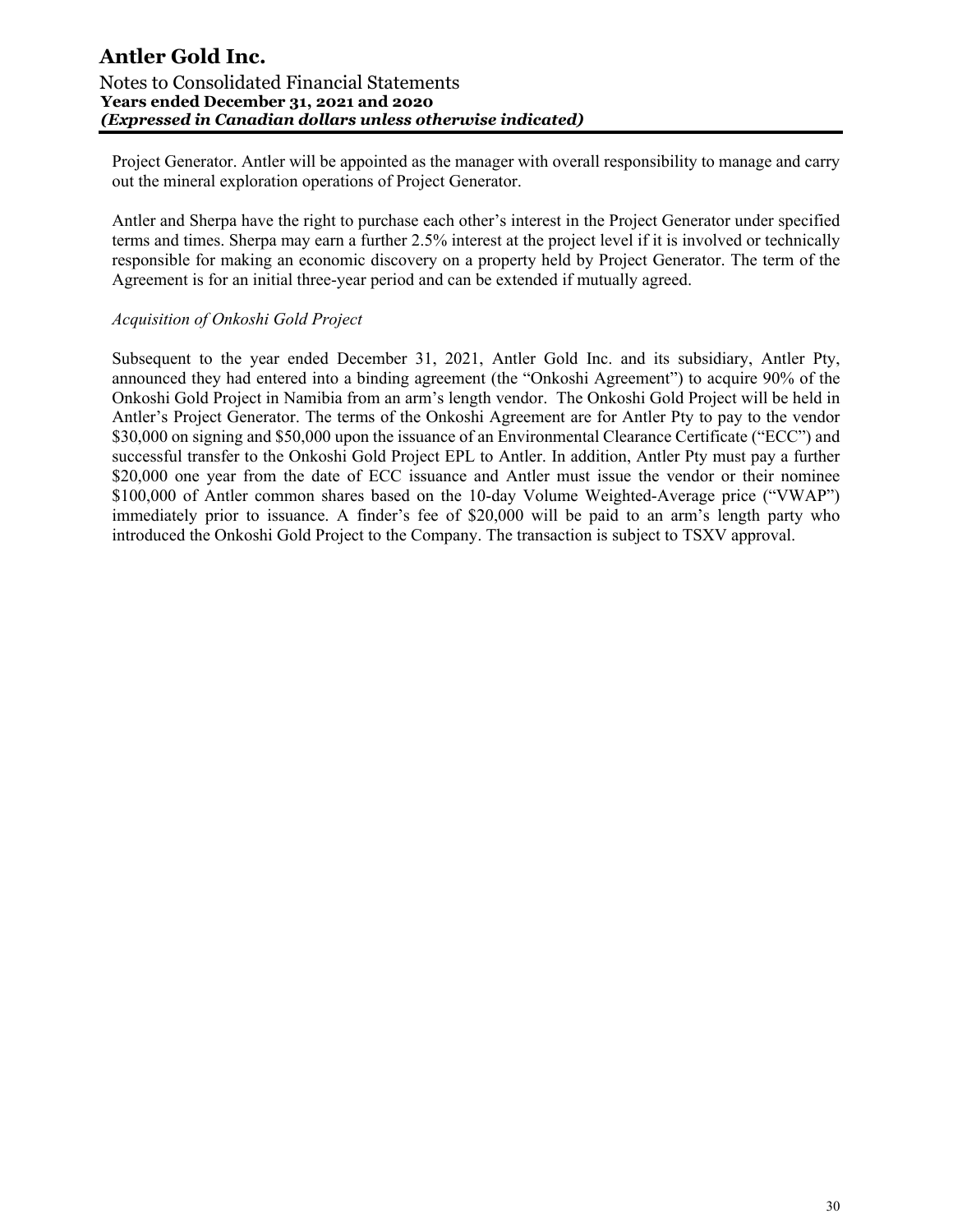Project Generator. Antler will be appointed as the manager with overall responsibility to manage and carry out the mineral exploration operations of Project Generator.

Antler and Sherpa have the right to purchase each other's interest in the Project Generator under specified terms and times. Sherpa may earn a further 2.5% interest at the project level if it is involved or technically responsible for making an economic discovery on a property held by Project Generator. The term of the Agreement is for an initial three-year period and can be extended if mutually agreed.

*Acquisition of Onkoshi Gold Project*

Subsequent to the year ended December 31, 2021, Antler Gold Inc. and its subsidiary, Antler Pty, announced they had entered into a binding agreement (the "Onkoshi Agreement") to acquire 90% of the Onkoshi Gold Project in Namibia from an arm's length vendor. The Onkoshi Gold Project will be held in Antler's Project Generator. The terms of the Onkoshi Agreement are for Antler Pty to pay to the vendor $30,000 on signing and $50,000 upon the issuance of an Environmental Clearance Certificate ("ECC") and successful transfer to the Onkoshi Gold Project EPL to Antler. In addition, Antler Pty must pay a further $20,000 one year from the date of ECC issuance and Antler must issue the vendor or their nominee $100,000 of Antler common shares based on the 10-day Volume Weighted-Average price ("VWAP") immediately prior to issuance. A finder's fee of $20,000 will be paid to an arm's length party who introduced the Onkoshi Gold Project to the Company. The transaction is subject to TSXV approval.